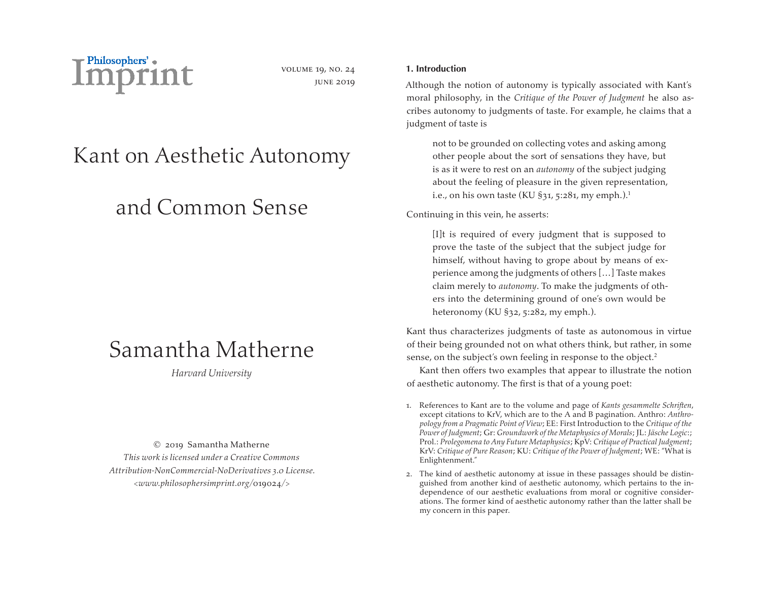# Kant on Aesthetic Autonomy and Common Sense

## Samantha Matherne

*Harvard University*

© 2019 Samantha Matherne
*This work is licensed under a Creative Commons Attribution-NonCommercial-NoDerivatives 3.0 License.*
*<www.philosophersimprint.org/019024/>*

### 1. Introduction

Although the notion of autonomy is typically associated with Kant's moral philosophy, in the *Critique of the Power of Judgment* he also ascribes autonomy to judgments of taste. For example, he claims that a judgment of taste is

> not to be grounded on collecting votes and asking among other people about the sort of sensations they have, but is as it were to rest on an *autonomy* of the subject judging about the feeling of pleasure in the given representation, i.e., on his own taste (KU §31, 5:281, my emph.).[1]

Continuing in this vein, he asserts:

> [I]t is required of every judgment that is supposed to prove the taste of the subject that the subject judge for himself, without having to grope about by means of experience among the judgments of others […] Taste makes claim merely to *autonomy*. To make the judgments of others into the determining ground of one's own would be heteronomy (KU §32, 5:282, my emph.).

Kant thus characterizes judgments of taste as autonomous in virtue of their being grounded not on what others think, but rather, in some sense, on the subject's own feeling in response to the object.[2]

Kant then offers two examples that appear to illustrate the notion of aesthetic autonomy. The first is that of a young poet:

1. References to Kant are to the volume and page of *Kants gesammelte Schriften*, except citations to KrV, which are to the A and B pagination. Anthro: *Anthropology from a Pragmatic Point of View*; EE: First Introduction to the *Critique of the Power of Judgment*; Gr: *Groundwork of the Metaphysics of Morals*; JL: *Jäsche Logic*:; Prol.: *Prolegomena to Any Future Metaphysics*; KpV: *Critique of Practical Judgment*; KrV: *Critique of Pure Reason*; KU: *Critique of the Power of Judgment*; WE: "What is Enlightenment."

2. The kind of aesthetic autonomy at issue in these passages should be distinguished from another kind of aesthetic autonomy, which pertains to the independence of our aesthetic evaluations from moral or cognitive considerations. The former kind of aesthetic autonomy rather than the latter shall be my concern in this paper.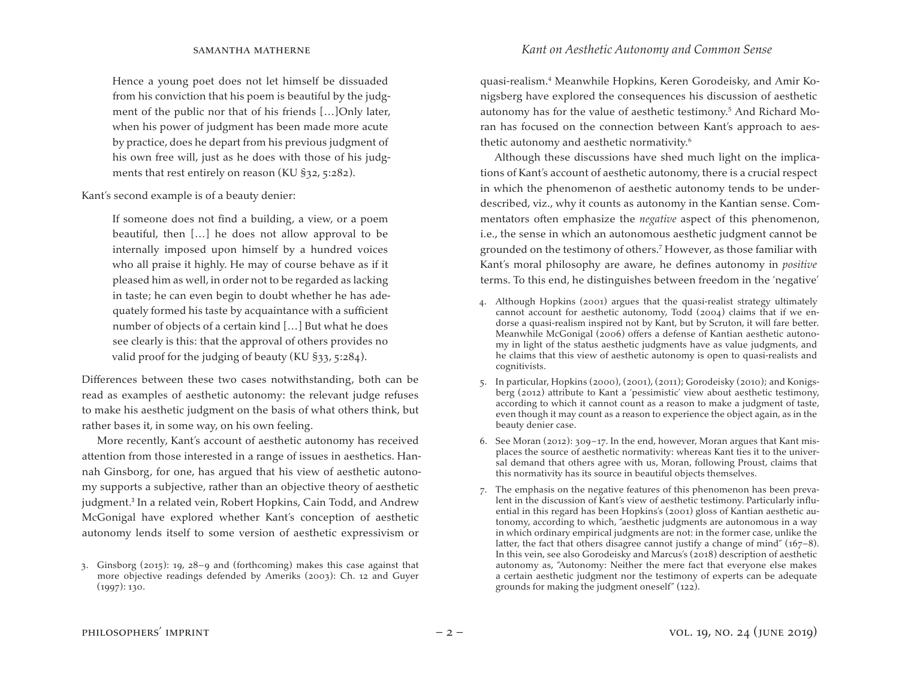> Hence a young poet does not let himself be dissuaded from his conviction that his poem is beautiful by the judgment of the public nor that of his friends […]Only later, when his power of judgment has been made more acute by practice, does he depart from his previous judgment of his own free will, just as he does with those of his judgments that rest entirely on reason (KU §32, 5:282).

Kant's second example is of a beauty denier:

> If someone does not find a building, a view, or a poem beautiful, then […] he does not allow approval to be internally imposed upon himself by a hundred voices who all praise it highly. He may of course behave as if it pleased him as well, in order not to be regarded as lacking in taste; he can even begin to doubt whether he has adequately formed his taste by acquaintance with a sufficient number of objects of a certain kind […] But what he does see clearly is this: that the approval of others provides no valid proof for the judging of beauty (KU §33, 5:284).

Differences between these two cases notwithstanding, both can be read as examples of aesthetic autonomy: the relevant judge refuses to make his aesthetic judgment on the basis of what others think, but rather bases it, in some way, on his own feeling.

More recently, Kant's account of aesthetic autonomy has received attention from those interested in a range of issues in aesthetics. Hannah Ginsborg, for one, has argued that his view of aesthetic autonomy supports a subjective, rather than an objective theory of aesthetic judgment.[3] In a related vein, Robert Hopkins, Cain Todd, and Andrew McGonigal have explored whether Kant's conception of aesthetic autonomy lends itself to some version of aesthetic expressivism or quasi-realism.[4] Meanwhile Hopkins, Keren Gorodeisky, and Amir Konigsberg have explored the consequences his discussion of aesthetic autonomy has for the value of aesthetic testimony.[5] And Richard Moran has focused on the connection between Kant's approach to aesthetic autonomy and aesthetic normativity.[6]

Although these discussions have shed much light on the implications of Kant's account of aesthetic autonomy, there is a crucial respect in which the phenomenon of aesthetic autonomy tends to be underdescribed, viz., why it counts as autonomy in the Kantian sense. Commentators often emphasize the *negative* aspect of this phenomenon, i.e., the sense in which an autonomous aesthetic judgment cannot be grounded on the testimony of others.[7] However, as those familiar with Kant's moral philosophy are aware, he defines autonomy in *positive* terms. To this end, he distinguishes between freedom in the 'negative'

3. Ginsborg (2015): 19, 28–9 and (forthcoming) makes this case against that more objective readings defended by Ameriks (2003): Ch. 12 and Guyer (1997): 130.

4. Although Hopkins (2001) argues that the quasi-realist strategy ultimately cannot account for aesthetic autonomy, Todd (2004) claims that if we endorse a quasi-realism inspired not by Kant, but by Scruton, it will fare better. Meanwhile McGonigal (2006) offers a defense of Kantian aesthetic autonomy in light of the status aesthetic judgments have as value judgments, and he claims that this view of aesthetic autonomy is open to quasi-realists and cognitivists.

5. In particular, Hopkins (2000), (2001), (2011); Gorodeisky (2010); and Konigsberg (2012) attribute to Kant a 'pessimistic' view about aesthetic testimony, according to which it cannot count as a reason to make a judgment of taste, even though it may count as a reason to experience the object again, as in the beauty denier case.

6. See Moran (2012): 309–17. In the end, however, Moran argues that Kant misplaces the source of aesthetic normativity: whereas Kant ties it to the universal demand that others agree with us, Moran, following Proust, claims that this normativity has its source in beautiful objects themselves.

7. The emphasis on the negative features of this phenomenon has been prevalent in the discussion of Kant's view of aesthetic testimony. Particularly influential in this regard has been Hopkins's (2001) gloss of Kantian aesthetic autonomy, according to which, "aesthetic judgments are autonomous in a way in which ordinary empirical judgments are not: in the former case, unlike the latter, the fact that others disagree cannot justify a change of mind" (167–8). In this vein, see also Gorodeisky and Marcus's (2018) description of aesthetic autonomy as, "Autonomy: Neither the mere fact that everyone else makes a certain aesthetic judgment nor the testimony of experts can be adequate grounds for making the judgment oneself" (122).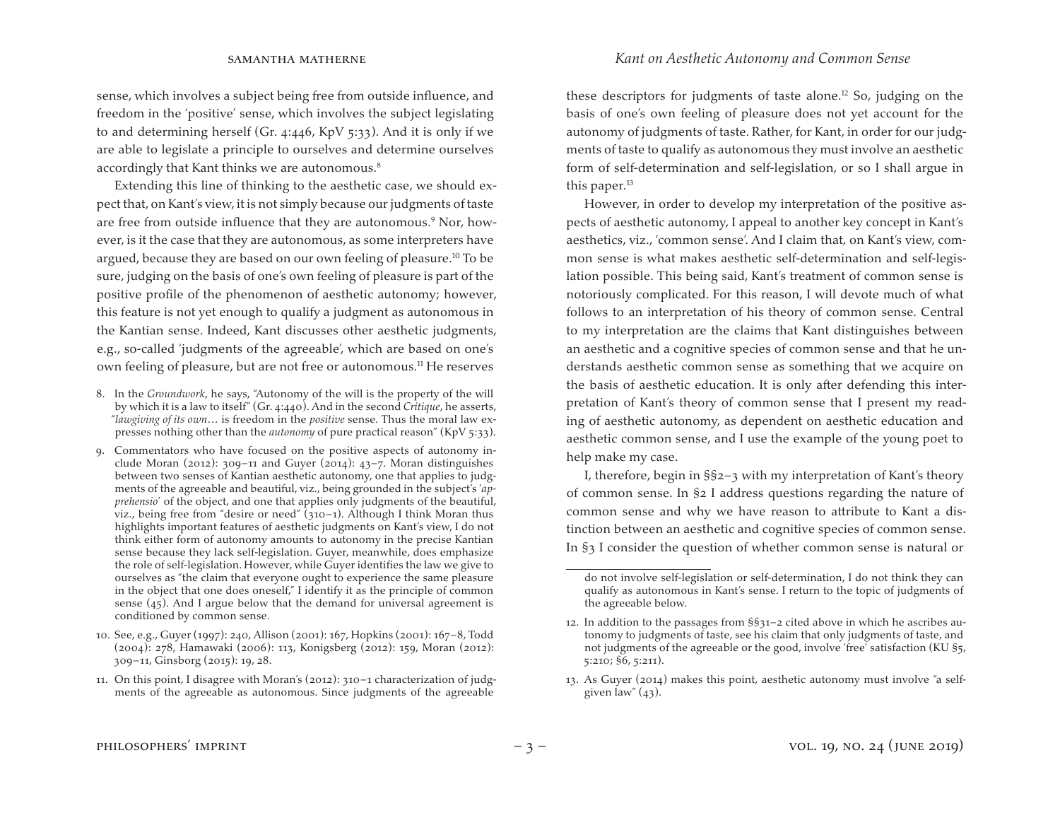sense, which involves a subject being free from outside influence, and freedom in the 'positive' sense, which involves the subject legislating to and determining herself (Gr. 4:446, KpV 5:33). And it is only if we are able to legislate a principle to ourselves and determine ourselves accordingly that Kant thinks we are autonomous.[8]

Extending this line of thinking to the aesthetic case, we should expect that, on Kant's view, it is not simply because our judgments of taste are free from outside influence that they are autonomous.[9] Nor, however, is it the case that they are autonomous, as some interpreters have argued, because they are based on our own feeling of pleasure.[10] To be sure, judging on the basis of one's own feeling of pleasure is part of the positive profile of the phenomenon of aesthetic autonomy; however, this feature is not yet enough to qualify a judgment as autonomous in the Kantian sense. Indeed, Kant discusses other aesthetic judgments, e.g., so-called 'judgments of the agreeable', which are based on one's own feeling of pleasure, but are not free or autonomous.[11] He reserves these descriptors for judgments of taste alone.[12] So, judging on the basis of one's own feeling of pleasure does not yet account for the autonomy of judgments of taste. Rather, for Kant, in order for our judgments of taste to qualify as autonomous they must involve an aesthetic form of self-determination and self-legislation, or so I shall argue in this paper.[13]

However, in order to develop my interpretation of the positive aspects of aesthetic autonomy, I appeal to another key concept in Kant's aesthetics, viz., 'common sense'. And I claim that, on Kant's view, common sense is what makes aesthetic self-determination and self-legislation possible. This being said, Kant's treatment of common sense is notoriously complicated. For this reason, I will devote much of what follows to an interpretation of his theory of common sense. Central to my interpretation are the claims that Kant distinguishes between an aesthetic and a cognitive species of common sense and that he understands aesthetic common sense as something that we acquire on the basis of aesthetic education. It is only after defending this interpretation of Kant's theory of common sense that I present my reading of aesthetic autonomy, as dependent on aesthetic education and aesthetic common sense, and I use the example of the young poet to help make my case.

I, therefore, begin in §§2–3 with my interpretation of Kant's theory of common sense. In §2 I address questions regarding the nature of common sense and why we have reason to attribute to Kant a distinction between an aesthetic and cognitive species of common sense. In §3 I consider the question of whether common sense is natural or

---

8. In the *Groundwork*, he says, "Autonomy of the will is the property of the will by which it is a law to itself" (Gr. 4:440). And in the second *Critique*, he asserts, "*lawgiving of its own*… is freedom in the *positive* sense. Thus the moral law expresses nothing other than the *autonomy* of pure practical reason" (KpV 5:33).

9. Commentators who have focused on the positive aspects of autonomy include Moran (2012): 309–11 and Guyer (2014): 43–7. Moran distinguishes between two senses of Kantian aesthetic autonomy, one that applies to judgments of the agreeable and beautiful, viz., being grounded in the subject's '*apprehensio*' of the object, and one that applies only judgments of the beautiful, viz., being free from "desire or need" (310–1). Although I think Moran thus highlights important features of aesthetic judgments on Kant's view, I do not think either form of autonomy amounts to autonomy in the precise Kantian sense because they lack self-legislation. Guyer, meanwhile, does emphasize the role of self-legislation. However, while Guyer identifies the law we give to ourselves as "the claim that everyone ought to experience the same pleasure in the object that one does oneself," I identify it as the principle of common sense (45). And I argue below that the demand for universal agreement is conditioned by common sense.

10. See, e.g., Guyer (1997): 240, Allison (2001): 167, Hopkins (2001): 167–8, Todd (2004): 278, Hamawaki (2006): 113, Konigsberg (2012): 159, Moran (2012): 309–11, Ginsborg (2015): 19, 28.

11. On this point, I disagree with Moran's (2012): 310–1 characterization of judgments of the agreeable as autonomous. Since judgments of the agreeable do not involve self-legislation or self-determination, I do not think they can qualify as autonomous in Kant's sense. I return to the topic of judgments of the agreeable below.

12. In addition to the passages from §§31–2 cited above in which he ascribes autonomy to judgments of taste, see his claim that only judgments of taste, and not judgments of the agreeable or the good, involve 'free' satisfaction (KU §5, 5:210; §6, 5:211).

13. As Guyer (2014) makes this point, aesthetic autonomy must involve "a self-given law" (43).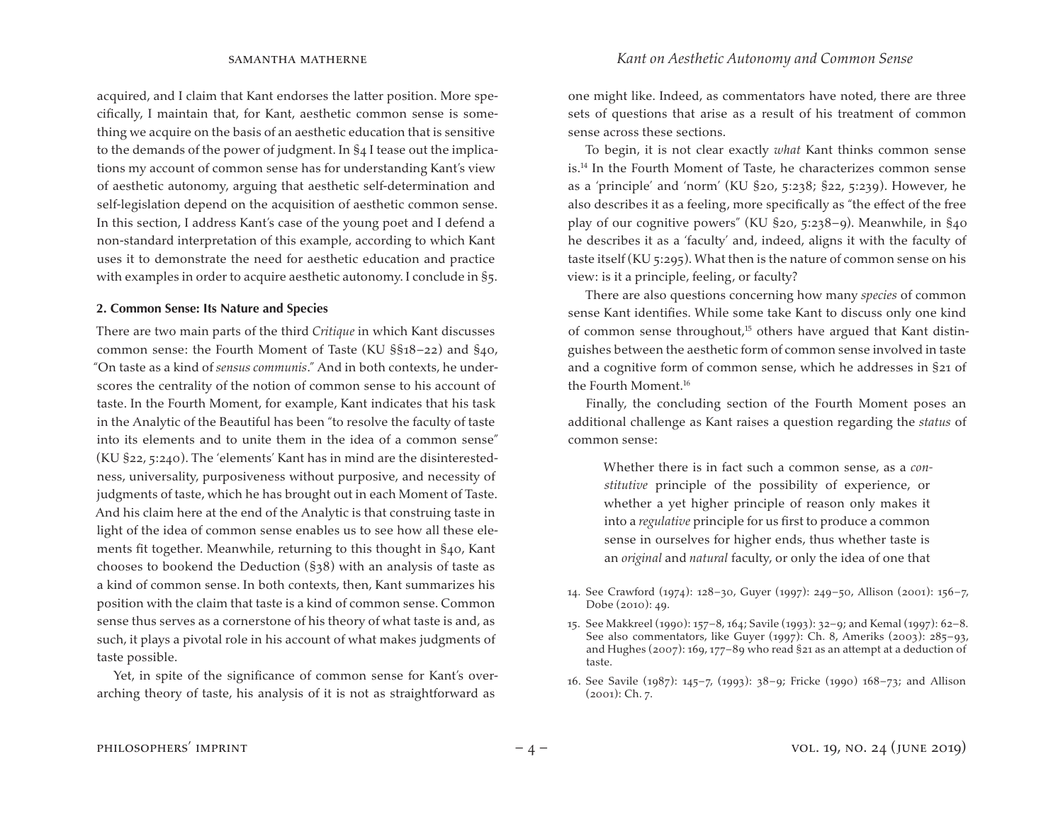acquired, and I claim that Kant endorses the latter position. More specifically, I maintain that, for Kant, aesthetic common sense is something we acquire on the basis of an aesthetic education that is sensitive to the demands of the power of judgment. In §4 I tease out the implications my account of common sense has for understanding Kant's view of aesthetic autonomy, arguing that aesthetic self-determination and self-legislation depend on the acquisition of aesthetic common sense. In this section, I address Kant's case of the young poet and I defend a non-standard interpretation of this example, according to which Kant uses it to demonstrate the need for aesthetic education and practice with examples in order to acquire aesthetic autonomy. I conclude in §5.

### 2. Common Sense: Its Nature and Species

There are two main parts of the third *Critique* in which Kant discusses common sense: the Fourth Moment of Taste (KU §§18–22) and §40, "On taste as a kind of *sensus communis*." And in both contexts, he underscores the centrality of the notion of common sense to his account of taste. In the Fourth Moment, for example, Kant indicates that his task in the Analytic of the Beautiful has been "to resolve the faculty of taste into its elements and to unite them in the idea of a common sense" (KU §22, 5:240). The 'elements' Kant has in mind are the disinterestedness, universality, purposiveness without purposive, and necessity of judgments of taste, which he has brought out in each Moment of Taste. And his claim here at the end of the Analytic is that construing taste in light of the idea of common sense enables us to see how all these elements fit together. Meanwhile, returning to this thought in §40, Kant chooses to bookend the Deduction (§38) with an analysis of taste as a kind of common sense. In both contexts, then, Kant summarizes his position with the claim that taste is a kind of common sense. Common sense thus serves as a cornerstone of his theory of what taste is and, as such, it plays a pivotal role in his account of what makes judgments of taste possible.

Yet, in spite of the significance of common sense for Kant's overarching theory of taste, his analysis of it is not as straightforward as one might like. Indeed, as commentators have noted, there are three sets of questions that arise as a result of his treatment of common sense across these sections.

To begin, it is not clear exactly *what* Kant thinks common sense is.[14] In the Fourth Moment of Taste, he characterizes common sense as a 'principle' and 'norm' (KU §20, 5:238; §22, 5:239). However, he also describes it as a feeling, more specifically as "the effect of the free play of our cognitive powers" (KU §20, 5:238–9). Meanwhile, in §40 he describes it as a 'faculty' and, indeed, aligns it with the faculty of taste itself (KU 5:295). What then is the nature of common sense on his view: is it a principle, feeling, or faculty?

There are also questions concerning how many *species* of common sense Kant identifies. While some take Kant to discuss only one kind of common sense throughout,[15] others have argued that Kant distinguishes between the aesthetic form of common sense involved in taste and a cognitive form of common sense, which he addresses in §21 of the Fourth Moment.[16]

Finally, the concluding section of the Fourth Moment poses an additional challenge as Kant raises a question regarding the *status* of common sense:

> Whether there is in fact such a common sense, as a *constitutive* principle of the possibility of experience, or whether a yet higher principle of reason only makes it into a *regulative* principle for us first to produce a common sense in ourselves for higher ends, thus whether taste is an *original* and *natural* faculty, or only the idea of one that

14. See Crawford (1974): 128–30, Guyer (1997): 249–50, Allison (2001): 156–7, Dobe (2010): 49.

15. See Makkreel (1990): 157–8, 164; Savile (1993): 32–9; and Kemal (1997): 62–8. See also commentators, like Guyer (1997): Ch. 8, Ameriks (2003): 285–93, and Hughes (2007): 169, 177–89 who read §21 as an attempt at a deduction of taste.

16. See Savile (1987): 145–7, (1993): 38–9; Fricke (1990) 168–73; and Allison (2001): Ch. 7.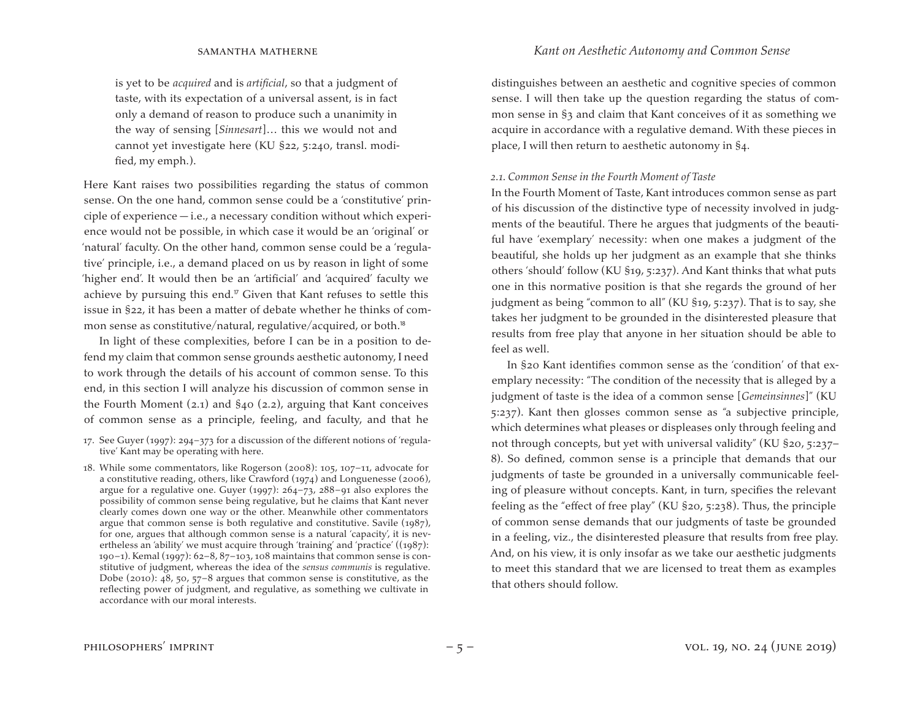> is yet to be *acquired* and is *artificial*, so that a judgment of taste, with its expectation of a universal assent, is in fact only a demand of reason to produce such a unanimity in the way of sensing [*Sinnesart*]… this we would not and cannot yet investigate here (KU §22, 5:240, transl. modified, my emph.).

Here Kant raises two possibilities regarding the status of common sense. On the one hand, common sense could be a 'constitutive' principle of experience — i.e., a necessary condition without which experience would not be possible, in which case it would be an 'original' or 'natural' faculty. On the other hand, common sense could be a 'regulative' principle, i.e., a demand placed on us by reason in light of some 'higher end'. It would then be an 'artificial' and 'acquired' faculty we achieve by pursuing this end.[17] Given that Kant refuses to settle this issue in §22, it has been a matter of debate whether he thinks of common sense as constitutive/natural, regulative/acquired, or both.[18]

In light of these complexities, before I can be in a position to defend my claim that common sense grounds aesthetic autonomy, I need to work through the details of his account of common sense. To this end, in this section I will analyze his discussion of common sense in the Fourth Moment (2.1) and §40 (2.2), arguing that Kant conceives of common sense as a principle, feeling, and faculty, and that he distinguishes between an aesthetic and cognitive species of common sense. I will then take up the question regarding the status of common sense in §3 and claim that Kant conceives of it as something we acquire in accordance with a regulative demand. With these pieces in place, I will then return to aesthetic autonomy in §4.

### *2.1. Common Sense in the Fourth Moment of Taste*

In the Fourth Moment of Taste, Kant introduces common sense as part of his discussion of the distinctive type of necessity involved in judgments of the beautiful. There he argues that judgments of the beautiful have 'exemplary' necessity: when one makes a judgment of the beautiful, she holds up her judgment as an example that she thinks others 'should' follow (KU §19, 5:237). And Kant thinks that what puts one in this normative position is that she regards the ground of her judgment as being "common to all" (KU §19, 5:237). That is to say, she takes her judgment to be grounded in the disinterested pleasure that results from free play that anyone in her situation should be able to feel as well.

In §20 Kant identifies common sense as the 'condition' of that exemplary necessity: "The condition of the necessity that is alleged by a judgment of taste is the idea of a common sense [*Gemeinsinnes*]" (KU 5:237). Kant then glosses common sense as "a subjective principle, which determines what pleases or displeases only through feeling and not through concepts, but yet with universal validity" (KU §20, 5:237–8). So defined, common sense is a principle that demands that our judgments of taste be grounded in a universally communicable feeling of pleasure without concepts. Kant, in turn, specifies the relevant feeling as the "effect of free play" (KU §20, 5:238). Thus, the principle of common sense demands that our judgments of taste be grounded in a feeling, viz., the disinterested pleasure that results from free play. And, on his view, it is only insofar as we take our aesthetic judgments to meet this standard that we are licensed to treat them as examples that others should follow.

17. See Guyer (1997): 294–373 for a discussion of the different notions of 'regulative' Kant may be operating with here.

18. While some commentators, like Rogerson (2008): 105, 107–11, advocate for a constitutive reading, others, like Crawford (1974) and Longuenesse (2006), argue for a regulative one. Guyer (1997): 264–73, 288–91 also explores the possibility of common sense being regulative, but he claims that Kant never clearly comes down one way or the other. Meanwhile other commentators argue that common sense is both regulative and constitutive. Savile (1987), for one, argues that although common sense is a natural 'capacity', it is nevertheless an 'ability' we must acquire through 'training' and 'practice' ((1987): 190–1). Kemal (1997): 62–8, 87–103, 108 maintains that common sense is constitutive of judgment, whereas the idea of the *sensus communis* is regulative. Dobe (2010): 48, 50, 57–8 argues that common sense is constitutive, as the reflecting power of judgment, and regulative, as something we cultivate in accordance with our moral interests.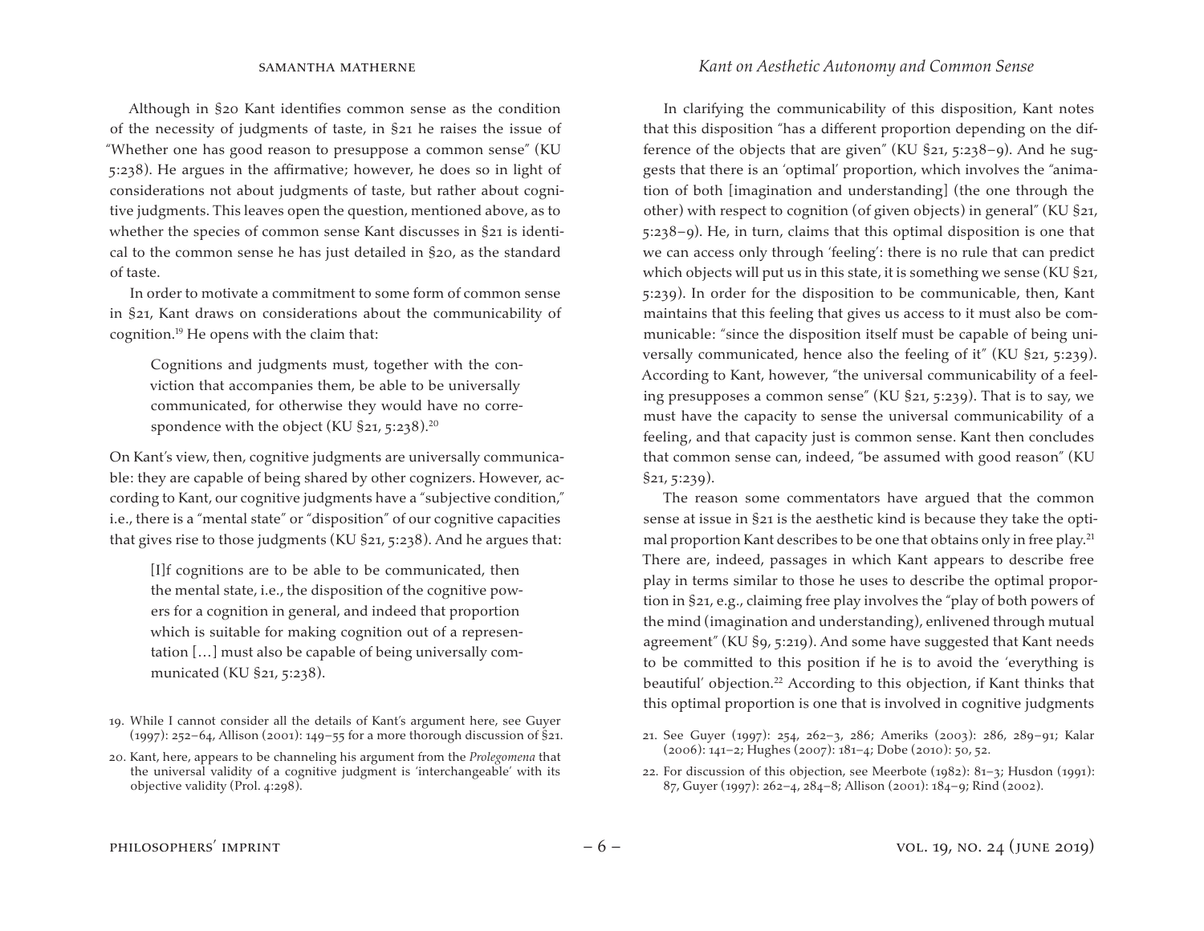Although in §20 Kant identifies common sense as the condition of the necessity of judgments of taste, in §21 he raises the issue of "Whether one has good reason to presuppose a common sense" (KU 5:238). He argues in the affirmative; however, he does so in light of considerations not about judgments of taste, but rather about cognitive judgments. This leaves open the question, mentioned above, as to whether the species of common sense Kant discusses in §21 is identical to the common sense he has just detailed in §20, as the standard of taste.

In order to motivate a commitment to some form of common sense in §21, Kant draws on considerations about the communicability of cognition.[19] He opens with the claim that:

> Cognitions and judgments must, together with the conviction that accompanies them, be able to be universally communicated, for otherwise they would have no correspondence with the object (KU §21, 5:238).[20]

On Kant's view, then, cognitive judgments are universally communicable: they are capable of being shared by other cognizers. However, according to Kant, our cognitive judgments have a "subjective condition," i.e., there is a "mental state" or "disposition" of our cognitive capacities that gives rise to those judgments (KU §21, 5:238). And he argues that:

> [I]f cognitions are to be able to be communicated, then the mental state, i.e., the disposition of the cognitive powers for a cognition in general, and indeed that proportion which is suitable for making cognition out of a representation […] must also be capable of being universally communicated (KU §21, 5:238).

In clarifying the communicability of this disposition, Kant notes that this disposition "has a different proportion depending on the difference of the objects that are given" (KU §21, 5:238–9). And he suggests that there is an 'optimal' proportion, which involves the "animation of both [imagination and understanding] (the one through the other) with respect to cognition (of given objects) in general" (KU §21, 5:238–9). He, in turn, claims that this optimal disposition is one that we can access only through 'feeling': there is no rule that can predict which objects will put us in this state, it is something we sense (KU §21, 5:239). In order for the disposition to be communicable, then, Kant maintains that this feeling that gives us access to it must also be communicable: "since the disposition itself must be capable of being universally communicated, hence also the feeling of it" (KU §21, 5:239). According to Kant, however, "the universal communicability of a feeling presupposes a common sense" (KU §21, 5:239). That is to say, we must have the capacity to sense the universal communicability of a feeling, and that capacity just is common sense. Kant then concludes that common sense can, indeed, "be assumed with good reason" (KU §21, 5:239).

The reason some commentators have argued that the common sense at issue in §21 is the aesthetic kind is because they take the optimal proportion Kant describes to be one that obtains only in free play.[21] There are, indeed, passages in which Kant appears to describe free play in terms similar to those he uses to describe the optimal proportion in §21, e.g., claiming free play involves the "play of both powers of the mind (imagination and understanding), enlivened through mutual agreement" (KU §9, 5:219). And some have suggested that Kant needs to be committed to this position if he is to avoid the 'everything is beautiful' objection.[22] According to this objection, if Kant thinks that this optimal proportion is one that is involved in cognitive judgments

19. While I cannot consider all the details of Kant's argument here, see Guyer (1997): 252–64, Allison (2001): 149–55 for a more thorough discussion of §21.

20. Kant, here, appears to be channeling his argument from the *Prolegomena* that the universal validity of a cognitive judgment is 'interchangeable' with its objective validity (Prol. 4:298).

21. See Guyer (1997): 254, 262–3, 286; Ameriks (2003): 286, 289–91; Kalar (2006): 141–2; Hughes (2007): 181–4; Dobe (2010): 50, 52.

22. For discussion of this objection, see Meerbote (1982): 81–3; Husdon (1991): 87, Guyer (1997): 262–4, 284–8; Allison (2001): 184–9; Rind (2002).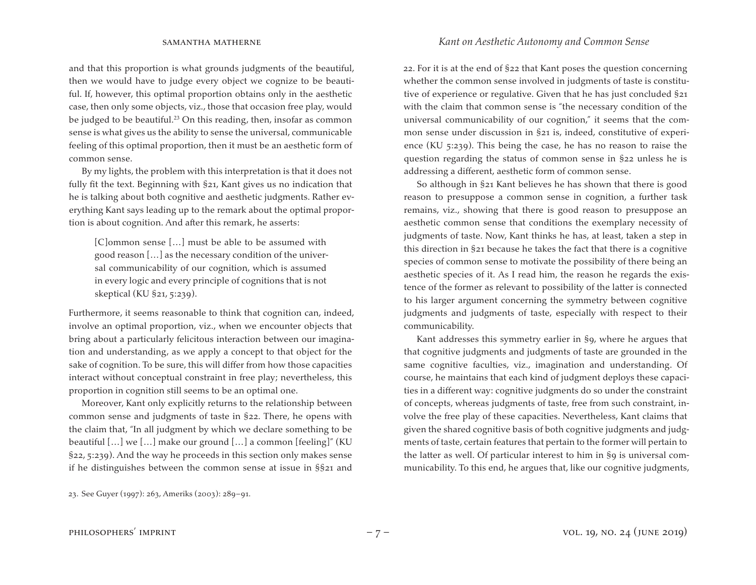and that this proportion is what grounds judgments of the beautiful, then we would have to judge every object we cognize to be beautiful. If, however, this optimal proportion obtains only in the aesthetic case, then only some objects, viz., those that occasion free play, would be judged to be beautiful.[23] On this reading, then, insofar as common sense is what gives us the ability to sense the universal, communicable feeling of this optimal proportion, then it must be an aesthetic form of common sense.

By my lights, the problem with this interpretation is that it does not fully fit the text. Beginning with §21, Kant gives us no indication that he is talking about both cognitive and aesthetic judgments. Rather everything Kant says leading up to the remark about the optimal proportion is about cognition. And after this remark, he asserts:

> [C]ommon sense […] must be able to be assumed with good reason […] as the necessary condition of the universal communicability of our cognition, which is assumed in every logic and every principle of cognitions that is not skeptical (KU §21, 5:239).

Furthermore, it seems reasonable to think that cognition can, indeed, involve an optimal proportion, viz., when we encounter objects that bring about a particularly felicitous interaction between our imagination and understanding, as we apply a concept to that object for the sake of cognition. To be sure, this will differ from how those capacities interact without conceptual constraint in free play; nevertheless, this proportion in cognition still seems to be an optimal one.

Moreover, Kant only explicitly returns to the relationship between common sense and judgments of taste in §22. There, he opens with the claim that, "In all judgment by which we declare something to be beautiful […] we […] make our ground […] a common [feeling]" (KU §22, 5:239). And the way he proceeds in this section only makes sense if he distinguishes between the common sense at issue in §§21 and 22. For it is at the end of §22 that Kant poses the question concerning whether the common sense involved in judgments of taste is constitutive of experience or regulative. Given that he has just concluded §21 with the claim that common sense is "the necessary condition of the universal communicability of our cognition," it seems that the common sense under discussion in §21 is, indeed, constitutive of experience (KU 5:239). This being the case, he has no reason to raise the question regarding the status of common sense in §22 unless he is addressing a different, aesthetic form of common sense.

So although in §21 Kant believes he has shown that there is good reason to presuppose a common sense in cognition, a further task remains, viz., showing that there is good reason to presuppose an aesthetic common sense that conditions the exemplary necessity of judgments of taste. Now, Kant thinks he has, at least, taken a step in this direction in §21 because he takes the fact that there is a cognitive species of common sense to motivate the possibility of there being an aesthetic species of it. As I read him, the reason he regards the existence of the former as relevant to possibility of the latter is connected to his larger argument concerning the symmetry between cognitive judgments and judgments of taste, especially with respect to their communicability.

Kant addresses this symmetry earlier in §9, where he argues that that cognitive judgments and judgments of taste are grounded in the same cognitive faculties, viz., imagination and understanding. Of course, he maintains that each kind of judgment deploys these capacities in a different way: cognitive judgments do so under the constraint of concepts, whereas judgments of taste, free from such constraint, involve the free play of these capacities. Nevertheless, Kant claims that given the shared cognitive basis of both cognitive judgments and judgments of taste, certain features that pertain to the former will pertain to the latter as well. Of particular interest to him in §9 is universal communicability. To this end, he argues that, like our cognitive judgments,

23. See Guyer (1997): 263, Ameriks (2003): 289–91.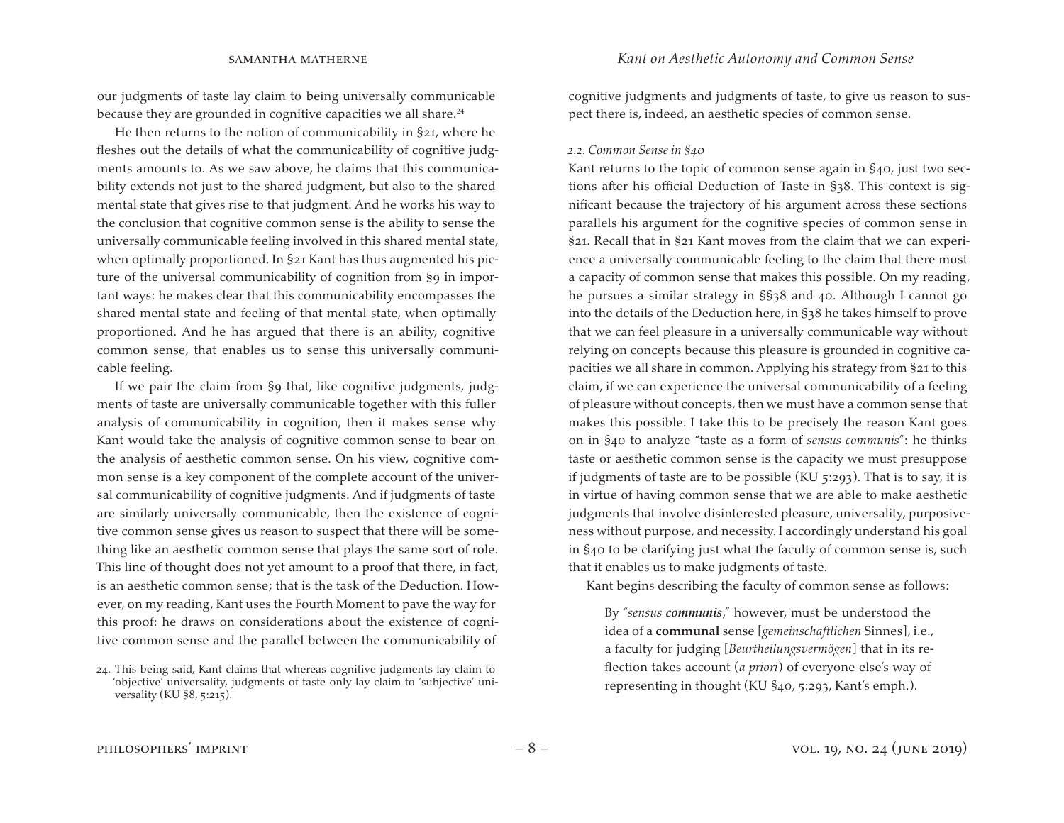our judgments of taste lay claim to being universally communicable because they are grounded in cognitive capacities we all share.[24]

He then returns to the notion of communicability in §21, where he fleshes out the details of what the communicability of cognitive judgments amounts to. As we saw above, he claims that this communicability extends not just to the shared judgment, but also to the shared mental state that gives rise to that judgment. And he works his way to the conclusion that cognitive common sense is the ability to sense the universally communicable feeling involved in this shared mental state, when optimally proportioned. In §21 Kant has thus augmented his picture of the universal communicability of cognition from §9 in important ways: he makes clear that this communicability encompasses the shared mental state and feeling of that mental state, when optimally proportioned. And he has argued that there is an ability, cognitive common sense, that enables us to sense this universally communicable feeling.

If we pair the claim from §9 that, like cognitive judgments, judgments of taste are universally communicable together with this fuller analysis of communicability in cognition, then it makes sense why Kant would take the analysis of cognitive common sense to bear on the analysis of aesthetic common sense. On his view, cognitive common sense is a key component of the complete account of the universal communicability of cognitive judgments. And if judgments of taste are similarly universally communicable, then the existence of cognitive common sense gives us reason to suspect that there will be something like an aesthetic common sense that plays the same sort of role. This line of thought does not yet amount to a proof that there, in fact, is an aesthetic common sense; that is the task of the Deduction. However, on my reading, Kant uses the Fourth Moment to pave the way for this proof: he draws on considerations about the existence of cognitive common sense and the parallel between the communicability of cognitive judgments and judgments of taste, to give us reason to suspect there is, indeed, an aesthetic species of common sense.

*2.2. Common Sense in §40*

Kant returns to the topic of common sense again in §40, just two sections after his official Deduction of Taste in §38. This context is significant because the trajectory of his argument across these sections parallels his argument for the cognitive species of common sense in §21. Recall that in §21 Kant moves from the claim that we can experience a universally communicable feeling to the claim that there must a capacity of common sense that makes this possible. On my reading, he pursues a similar strategy in §§38 and 40. Although I cannot go into the details of the Deduction here, in §38 he takes himself to prove that we can feel pleasure in a universally communicable way without relying on concepts because this pleasure is grounded in cognitive capacities we all share in common. Applying his strategy from §21 to this claim, if we can experience the universal communicability of a feeling of pleasure without concepts, then we must have a common sense that makes this possible. I take this to be precisely the reason Kant goes on in §40 to analyze "taste as a form of *sensus communis*": he thinks taste or aesthetic common sense is the capacity we must presuppose if judgments of taste are to be possible (KU 5:293). That is to say, it is in virtue of having common sense that we are able to make aesthetic judgments that involve disinterested pleasure, universality, purposiveness without purpose, and necessity. I accordingly understand his goal in §40 to be clarifying just what the faculty of common sense is, such that it enables us to make judgments of taste.

Kant begins describing the faculty of common sense as follows:

> By "*sensus **communis***," however, must be understood the idea of a **communal** sense [*gemeinschaftlichen* Sinnes], i.e., a faculty for judging [*Beurtheilungsvermögen*] that in its reflection takes account (*a priori*) of everyone else's way of representing in thought (KU §40, 5:293, Kant's emph.).

24. This being said, Kant claims that whereas cognitive judgments lay claim to 'objective' universality, judgments of taste only lay claim to 'subjective' universality (KU §8, 5:215).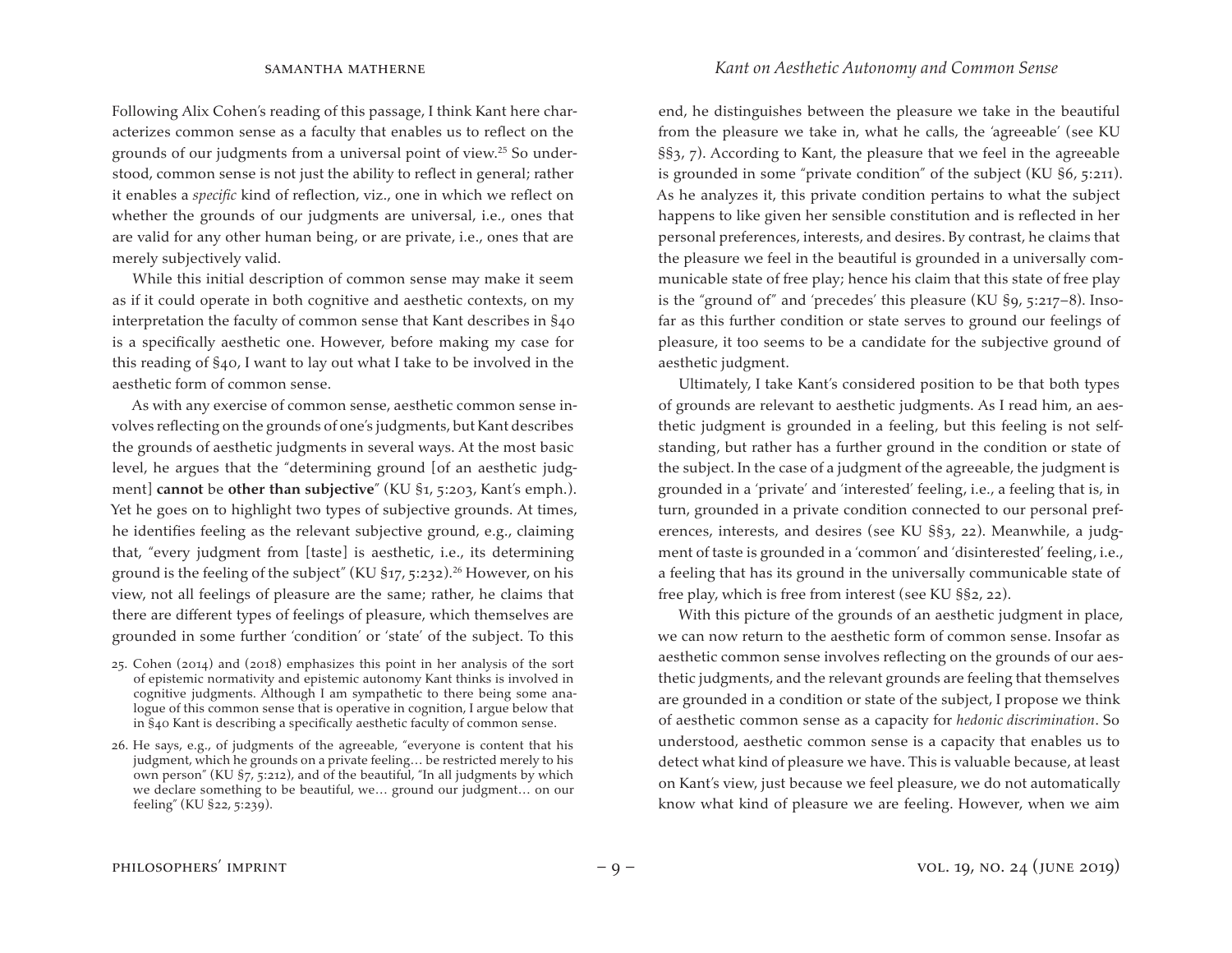Following Alix Cohen's reading of this passage, I think Kant here characterizes common sense as a faculty that enables us to reflect on the grounds of our judgments from a universal point of view.[25] So understood, common sense is not just the ability to reflect in general; rather it enables a *specific* kind of reflection, viz., one in which we reflect on whether the grounds of our judgments are universal, i.e., ones that are valid for any other human being, or are private, i.e., ones that are merely subjectively valid.

While this initial description of common sense may make it seem as if it could operate in both cognitive and aesthetic contexts, on my interpretation the faculty of common sense that Kant describes in §40 is a specifically aesthetic one. However, before making my case for this reading of §40, I want to lay out what I take to be involved in the aesthetic form of common sense.

As with any exercise of common sense, aesthetic common sense involves reflecting on the grounds of one's judgments, but Kant describes the grounds of aesthetic judgments in several ways. At the most basic level, he argues that the "determining ground [of an aesthetic judgment] **cannot** be **other than subjective**" (KU §1, 5:203, Kant's emph.). Yet he goes on to highlight two types of subjective grounds. At times, he identifies feeling as the relevant subjective ground, e.g., claiming that, "every judgment from [taste] is aesthetic, i.e., its determining ground is the feeling of the subject" (KU §17, 5:232).[26] However, on his view, not all feelings of pleasure are the same; rather, he claims that there are different types of feelings of pleasure, which themselves are grounded in some further 'condition' or 'state' of the subject. To this end, he distinguishes between the pleasure we take in the beautiful from the pleasure we take in, what he calls, the 'agreeable' (see KU §§3, 7). According to Kant, the pleasure that we feel in the agreeable is grounded in some "private condition" of the subject (KU §6, 5:211). As he analyzes it, this private condition pertains to what the subject happens to like given her sensible constitution and is reflected in her personal preferences, interests, and desires. By contrast, he claims that the pleasure we feel in the beautiful is grounded in a universally communicable state of free play; hence his claim that this state of free play is the "ground of" and 'precedes' this pleasure (KU §9, 5:217–8). Insofar as this further condition or state serves to ground our feelings of pleasure, it too seems to be a candidate for the subjective ground of aesthetic judgment.

Ultimately, I take Kant's considered position to be that both types of grounds are relevant to aesthetic judgments. As I read him, an aesthetic judgment is grounded in a feeling, but this feeling is not self-standing, but rather has a further ground in the condition or state of the subject. In the case of a judgment of the agreeable, the judgment is grounded in a 'private' and 'interested' feeling, i.e., a feeling that is, in turn, grounded in a private condition connected to our personal preferences, interests, and desires (see KU §§3, 22). Meanwhile, a judgment of taste is grounded in a 'common' and 'disinterested' feeling, i.e., a feeling that has its ground in the universally communicable state of free play, which is free from interest (see KU §§2, 22).

With this picture of the grounds of an aesthetic judgment in place, we can now return to the aesthetic form of common sense. Insofar as aesthetic common sense involves reflecting on the grounds of our aesthetic judgments, and the relevant grounds are feeling that themselves are grounded in a condition or state of the subject, I propose we think of aesthetic common sense as a capacity for *hedonic discrimination*. So understood, aesthetic common sense is a capacity that enables us to detect what kind of pleasure we have. This is valuable because, at least on Kant's view, just because we feel pleasure, we do not automatically know what kind of pleasure we are feeling. However, when we aim

25. Cohen (2014) and (2018) emphasizes this point in her analysis of the sort of epistemic normativity and epistemic autonomy Kant thinks is involved in cognitive judgments. Although I am sympathetic to there being some analogue of this common sense that is operative in cognition, I argue below that in §40 Kant is describing a specifically aesthetic faculty of common sense.

26. He says, e.g., of judgments of the agreeable, "everyone is content that his judgment, which he grounds on a private feeling… be restricted merely to his own person" (KU §7, 5:212), and of the beautiful, "In all judgments by which we declare something to be beautiful, we… ground our judgment… on our feeling" (KU §22, 5:239).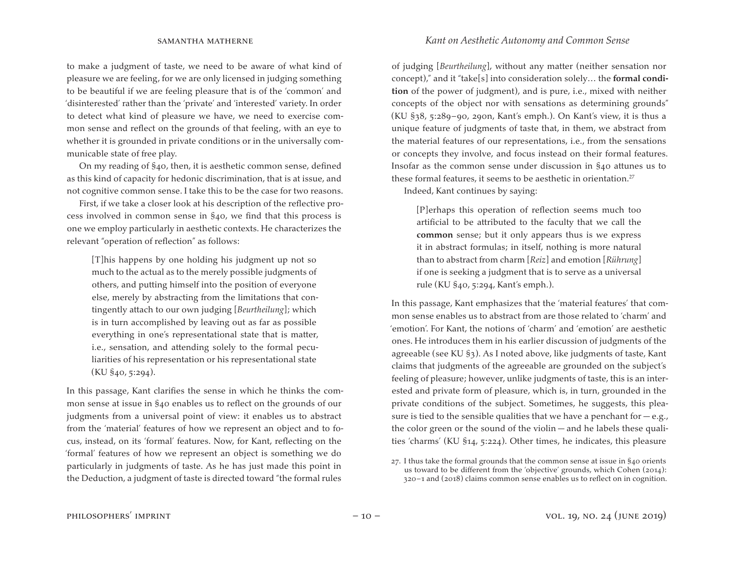to make a judgment of taste, we need to be aware of what kind of pleasure we are feeling, for we are only licensed in judging something to be beautiful if we are feeling pleasure that is of the 'common' and 'disinterested' rather than the 'private' and 'interested' variety. In order to detect what kind of pleasure we have, we need to exercise common sense and reflect on the grounds of that feeling, with an eye to whether it is grounded in private conditions or in the universally communicable state of free play.

On my reading of §40, then, it is aesthetic common sense, defined as this kind of capacity for hedonic discrimination, that is at issue, and not cognitive common sense. I take this to be the case for two reasons.

First, if we take a closer look at his description of the reflective process involved in common sense in §40, we find that this process is one we employ particularly in aesthetic contexts. He characterizes the relevant "operation of reflection" as follows:

> [T]his happens by one holding his judgment up not so much to the actual as to the merely possible judgments of others, and putting himself into the position of everyone else, merely by abstracting from the limitations that contingently attach to our own judging [*Beurtheilung*]; which is in turn accomplished by leaving out as far as possible everything in one's representational state that is matter, i.e., sensation, and attending solely to the formal peculiarities of his representation or his representational state (KU §40, 5:294).

In this passage, Kant clarifies the sense in which he thinks the common sense at issue in §40 enables us to reflect on the grounds of our judgments from a universal point of view: it enables us to abstract from the 'material' features of how we represent an object and to focus, instead, on its 'formal' features. Now, for Kant, reflecting on the 'formal' features of how we represent an object is something we do particularly in judgments of taste. As he has just made this point in the Deduction, a judgment of taste is directed toward "the formal rules of judging [*Beurtheilung*], without any matter (neither sensation nor concept)," and it "take[s] into consideration solely… the **formal condition** of the power of judgment), and is pure, i.e., mixed with neither concepts of the object nor with sensations as determining grounds" (KU §38, 5:289–90, 290n, Kant's emph.). On Kant's view, it is thus a unique feature of judgments of taste that, in them, we abstract from the material features of our representations, i.e., from the sensations or concepts they involve, and focus instead on their formal features. Insofar as the common sense under discussion in §40 attunes us to these formal features, it seems to be aesthetic in orientation.[27]

Indeed, Kant continues by saying:

> [P]erhaps this operation of reflection seems much too artificial to be attributed to the faculty that we call the **common** sense; but it only appears thus is we express it in abstract formulas; in itself, nothing is more natural than to abstract from charm [*Reiz*] and emotion [*Rührung*] if one is seeking a judgment that is to serve as a universal rule (KU §40, 5:294, Kant's emph.).

In this passage, Kant emphasizes that the 'material features' that common sense enables us to abstract from are those related to 'charm' and 'emotion'. For Kant, the notions of 'charm' and 'emotion' are aesthetic ones. He introduces them in his earlier discussion of judgments of the agreeable (see KU §3). As I noted above, like judgments of taste, Kant claims that judgments of the agreeable are grounded on the subject's feeling of pleasure; however, unlike judgments of taste, this is an interested and private form of pleasure, which is, in turn, grounded in the private conditions of the subject. Sometimes, he suggests, this pleasure is tied to the sensible qualities that we have a penchant for — e.g., the color green or the sound of the violin — and he labels these qualities 'charms' (KU §14, 5:224). Other times, he indicates, this pleasure

27. I thus take the formal grounds that the common sense at issue in §40 orients us toward to be different from the 'objective' grounds, which Cohen (2014): 320–1 and (2018) claims common sense enables us to reflect on in cognition.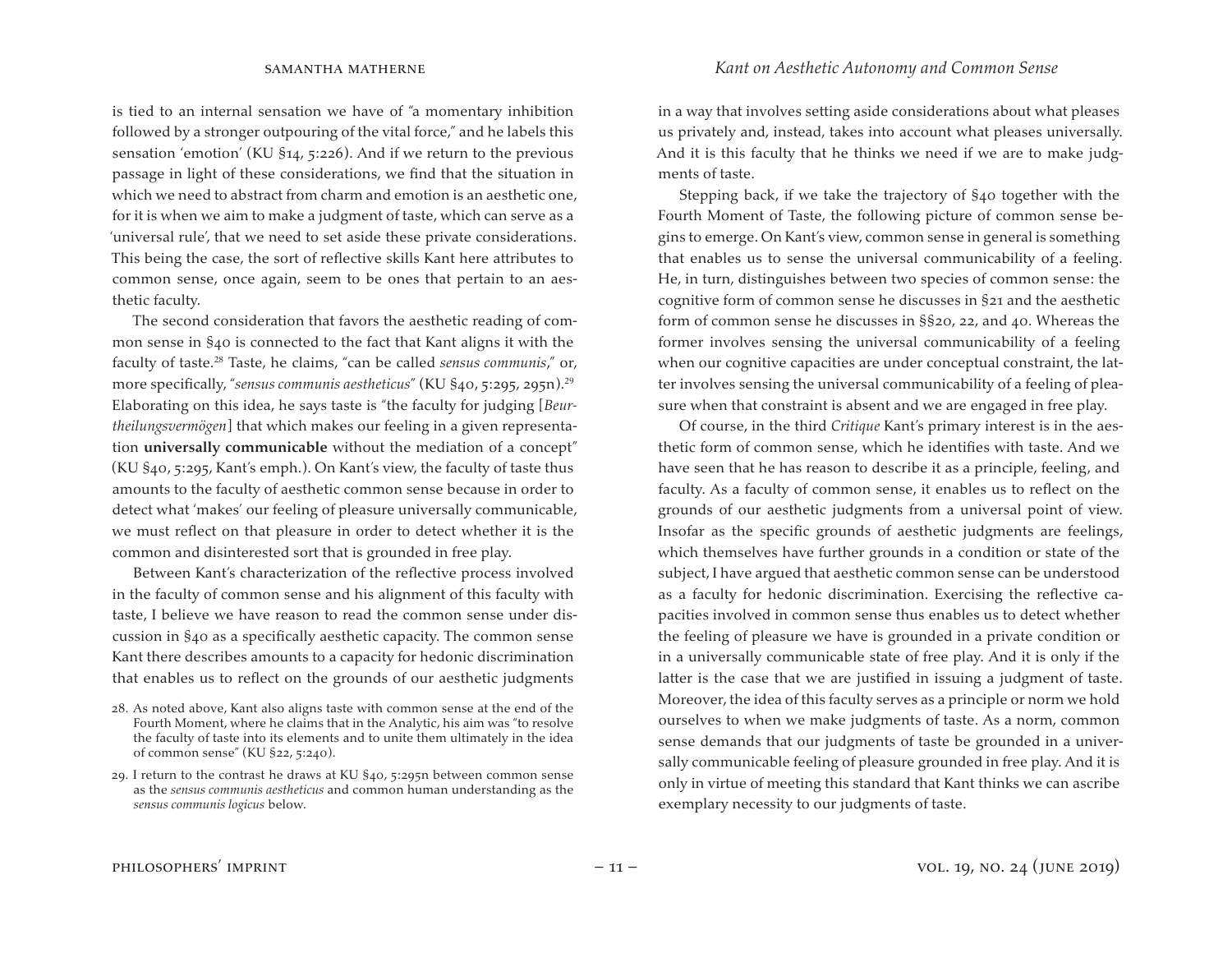is tied to an internal sensation we have of "a momentary inhibition followed by a stronger outpouring of the vital force," and he labels this sensation 'emotion' (KU §14, 5:226). And if we return to the previous passage in light of these considerations, we find that the situation in which we need to abstract from charm and emotion is an aesthetic one, for it is when we aim to make a judgment of taste, which can serve as a 'universal rule', that we need to set aside these private considerations. This being the case, the sort of reflective skills Kant here attributes to common sense, once again, seem to be ones that pertain to an aesthetic faculty.

The second consideration that favors the aesthetic reading of common sense in §40 is connected to the fact that Kant aligns it with the faculty of taste.[28] Taste, he claims, "can be called *sensus communis*," or, more specifically, "*sensus communis aestheticus*" (KU §40, 5:295, 295n).[29] Elaborating on this idea, he says taste is "the faculty for judging [*Beurtheilungsvermögen*] that which makes our feeling in a given representation **universally communicable** without the mediation of a concept" (KU §40, 5:295, Kant's emph.). On Kant's view, the faculty of taste thus amounts to the faculty of aesthetic common sense because in order to detect what 'makes' our feeling of pleasure universally communicable, we must reflect on that pleasure in order to detect whether it is the common and disinterested sort that is grounded in free play.

Between Kant's characterization of the reflective process involved in the faculty of common sense and his alignment of this faculty with taste, I believe we have reason to read the common sense under discussion in §40 as a specifically aesthetic capacity. The common sense Kant there describes amounts to a capacity for hedonic discrimination that enables us to reflect on the grounds of our aesthetic judgments in a way that involves setting aside considerations about what pleases us privately and, instead, takes into account what pleases universally. And it is this faculty that he thinks we need if we are to make judgments of taste.

Stepping back, if we take the trajectory of §40 together with the Fourth Moment of Taste, the following picture of common sense begins to emerge. On Kant's view, common sense in general is something that enables us to sense the universal communicability of a feeling. He, in turn, distinguishes between two species of common sense: the cognitive form of common sense he discusses in §21 and the aesthetic form of common sense he discusses in §§20, 22, and 40. Whereas the former involves sensing the universal communicability of a feeling when our cognitive capacities are under conceptual constraint, the latter involves sensing the universal communicability of a feeling of pleasure when that constraint is absent and we are engaged in free play.

Of course, in the third *Critique* Kant's primary interest is in the aesthetic form of common sense, which he identifies with taste. And we have seen that he has reason to describe it as a principle, feeling, and faculty. As a faculty of common sense, it enables us to reflect on the grounds of our aesthetic judgments from a universal point of view. Insofar as the specific grounds of aesthetic judgments are feelings, which themselves have further grounds in a condition or state of the subject, I have argued that aesthetic common sense can be understood as a faculty for hedonic discrimination. Exercising the reflective capacities involved in common sense thus enables us to detect whether the feeling of pleasure we have is grounded in a private condition or in a universally communicable state of free play. And it is only if the latter is the case that we are justified in issuing a judgment of taste. Moreover, the idea of this faculty serves as a principle or norm we hold ourselves to when we make judgments of taste. As a norm, common sense demands that our judgments of taste be grounded in a universally communicable feeling of pleasure grounded in free play. And it is only in virtue of meeting this standard that Kant thinks we can ascribe exemplary necessity to our judgments of taste.

28. As noted above, Kant also aligns taste with common sense at the end of the Fourth Moment, where he claims that in the Analytic, his aim was "to resolve the faculty of taste into its elements and to unite them ultimately in the idea of common sense" (KU §22, 5:240).

29. I return to the contrast he draws at KU §40, 5:295n between common sense as the *sensus communis aestheticus* and common human understanding as the *sensus communis logicus* below.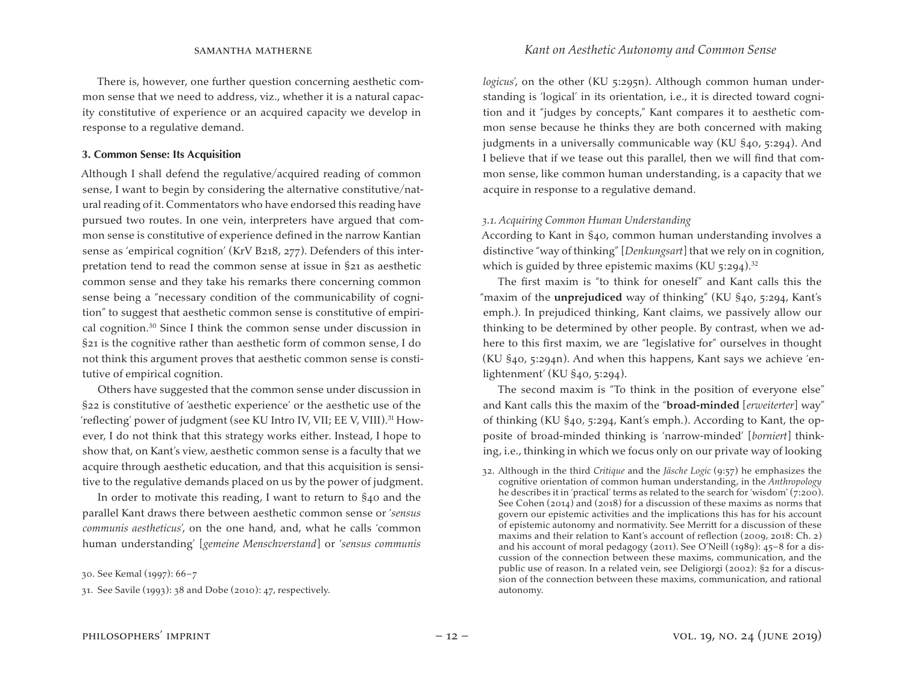There is, however, one further question concerning aesthetic common sense that we need to address, viz., whether it is a natural capacity constitutive of experience or an acquired capacity we develop in response to a regulative demand.

### 3. Common Sense: Its Acquisition

Although I shall defend the regulative/acquired reading of common sense, I want to begin by considering the alternative constitutive/natural reading of it. Commentators who have endorsed this reading have pursued two routes. In one vein, interpreters have argued that common sense is constitutive of experience defined in the narrow Kantian sense as 'empirical cognition' (KrV B218, 277). Defenders of this interpretation tend to read the common sense at issue in §21 as aesthetic common sense and they take his remarks there concerning common sense being a "necessary condition of the communicability of cognition" to suggest that aesthetic common sense is constitutive of empirical cognition.[30] Since I think the common sense under discussion in §21 is the cognitive rather than aesthetic form of common sense, I do not think this argument proves that aesthetic common sense is constitutive of empirical cognition.

Others have suggested that the common sense under discussion in §22 is constitutive of 'aesthetic experience' or the aesthetic use of the 'reflecting' power of judgment (see KU Intro IV, VII; EE V, VIII).[31] However, I do not think that this strategy works either. Instead, I hope to show that, on Kant's view, aesthetic common sense is a faculty that we acquire through aesthetic education, and that this acquisition is sensitive to the regulative demands placed on us by the power of judgment.

In order to motivate this reading, I want to return to §40 and the parallel Kant draws there between aesthetic common sense or '*sensus communis aestheticus*', on the one hand, and, what he calls 'common human understanding' [*gemeine Menschverstand*] or '*sensus communis logicus*', on the other (KU 5:295n). Although common human understanding is 'logical' in its orientation, i.e., it is directed toward cognition and it "judges by concepts," Kant compares it to aesthetic common sense because he thinks they are both concerned with making judgments in a universally communicable way (KU §40, 5:294). And I believe that if we tease out this parallel, then we will find that common sense, like common human understanding, is a capacity that we acquire in response to a regulative demand.

#### *3.1. Acquiring Common Human Understanding*

According to Kant in §40, common human understanding involves a distinctive "way of thinking" [*Denkungsart*] that we rely on in cognition, which is guided by three epistemic maxims (KU 5:294).[32]

The first maxim is "to think for oneself" and Kant calls this the "maxim of the **unprejudiced** way of thinking" (KU §40, 5:294, Kant's emph.). In prejudiced thinking, Kant claims, we passively allow our thinking to be determined by other people. By contrast, when we adhere to this first maxim, we are "legislative for" ourselves in thought (KU §40, 5:294n). And when this happens, Kant says we achieve 'enlightenment' (KU §40, 5:294).

The second maxim is "To think in the position of everyone else" and Kant calls this the maxim of the "**broad-minded** [*erweiterter*] way" of thinking (KU §40, 5:294, Kant's emph.). According to Kant, the opposite of broad-minded thinking is 'narrow-minded' [*borniert*] thinking, i.e., thinking in which we focus only on our private way of looking

30. See Kemal (1997): 66–7

31. See Savile (1993): 38 and Dobe (2010): 47, respectively.

32. Although in the third *Critique* and the *Jäsche Logic* (9:57) he emphasizes the cognitive orientation of common human understanding, in the *Anthropology* he describes it in 'practical' terms as related to the search for 'wisdom' (7:200). See Cohen (2014) and (2018) for a discussion of these maxims as norms that govern our epistemic activities and the implications this has for his account of epistemic autonomy and normativity. See Merritt for a discussion of these maxims and their relation to Kant's account of reflection (2009, 2018: Ch. 2) and his account of moral pedagogy (2011). See O'Neill (1989): 45–8 for a discussion of the connection between these maxims, communication, and the public use of reason. In a related vein, see Deligiorgi (2002): §2 for a discussion of the connection between these maxims, communication, and rational autonomy.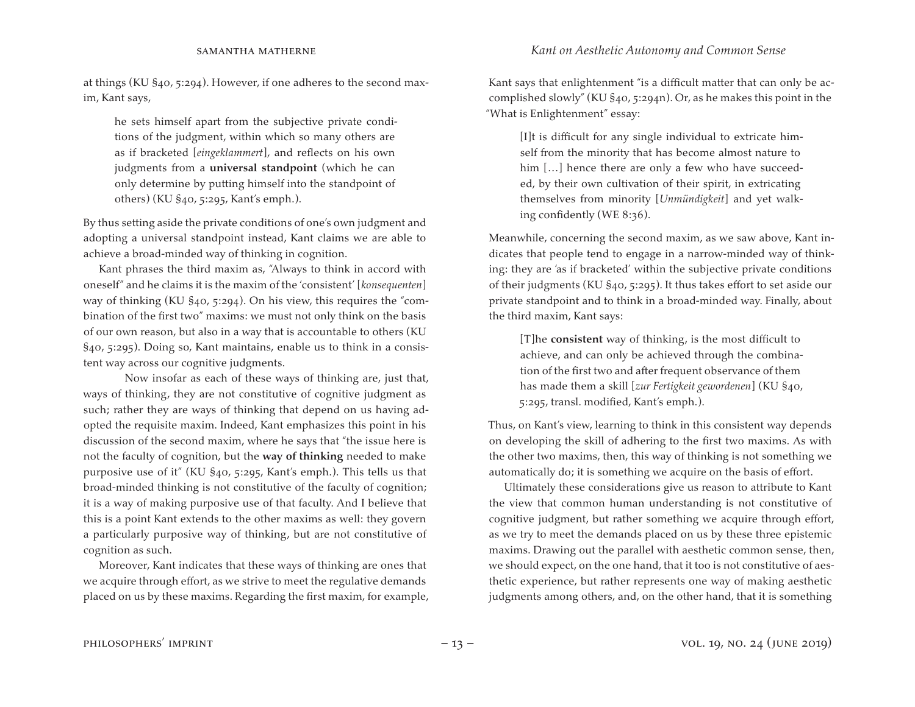at things (KU §40, 5:294). However, if one adheres to the second maxim, Kant says,

> he sets himself apart from the subjective private conditions of the judgment, within which so many others are as if bracketed [*eingeklammert*], and reflects on his own judgments from a **universal standpoint** (which he can only determine by putting himself into the standpoint of others) (KU §40, 5:295, Kant's emph.).

By thus setting aside the private conditions of one's own judgment and adopting a universal standpoint instead, Kant claims we are able to achieve a broad-minded way of thinking in cognition.

Kant phrases the third maxim as, "Always to think in accord with oneself" and he claims it is the maxim of the 'consistent' [*konsequenten*] way of thinking (KU §40, 5:294). On his view, this requires the "combination of the first two" maxims: we must not only think on the basis of our own reason, but also in a way that is accountable to others (KU §40, 5:295). Doing so, Kant maintains, enable us to think in a consistent way across our cognitive judgments.

Now insofar as each of these ways of thinking are, just that, ways of thinking, they are not constitutive of cognitive judgment as such; rather they are ways of thinking that depend on us having adopted the requisite maxim. Indeed, Kant emphasizes this point in his discussion of the second maxim, where he says that "the issue here is not the faculty of cognition, but the **way of thinking** needed to make purposive use of it" (KU §40, 5:295, Kant's emph.). This tells us that broad-minded thinking is not constitutive of the faculty of cognition; it is a way of making purposive use of that faculty. And I believe that this is a point Kant extends to the other maxims as well: they govern a particularly purposive way of thinking, but are not constitutive of cognition as such.

Moreover, Kant indicates that these ways of thinking are ones that we acquire through effort, as we strive to meet the regulative demands placed on us by these maxims. Regarding the first maxim, for example, Kant says that enlightenment "is a difficult matter that can only be accomplished slowly" (KU §40, 5:294n). Or, as he makes this point in the "What is Enlightenment" essay:

> [I]t is difficult for any single individual to extricate himself from the minority that has become almost nature to him […] hence there are only a few who have succeeded, by their own cultivation of their spirit, in extricating themselves from minority [*Unmündigkeit*] and yet walking confidently (WE 8:36).

Meanwhile, concerning the second maxim, as we saw above, Kant indicates that people tend to engage in a narrow-minded way of thinking: they are 'as if bracketed' within the subjective private conditions of their judgments (KU §40, 5:295). It thus takes effort to set aside our private standpoint and to think in a broad-minded way. Finally, about the third maxim, Kant says:

> [T]he **consistent** way of thinking, is the most difficult to achieve, and can only be achieved through the combination of the first two and after frequent observance of them has made them a skill [*zur Fertigkeit gewordenen*] (KU §40, 5:295, transl. modified, Kant's emph.).

Thus, on Kant's view, learning to think in this consistent way depends on developing the skill of adhering to the first two maxims. As with the other two maxims, then, this way of thinking is not something we automatically do; it is something we acquire on the basis of effort.

Ultimately these considerations give us reason to attribute to Kant the view that common human understanding is not constitutive of cognitive judgment, but rather something we acquire through effort, as we try to meet the demands placed on us by these three epistemic maxims. Drawing out the parallel with aesthetic common sense, then, we should expect, on the one hand, that it too is not constitutive of aesthetic experience, but rather represents one way of making aesthetic judgments among others, and, on the other hand, that it is something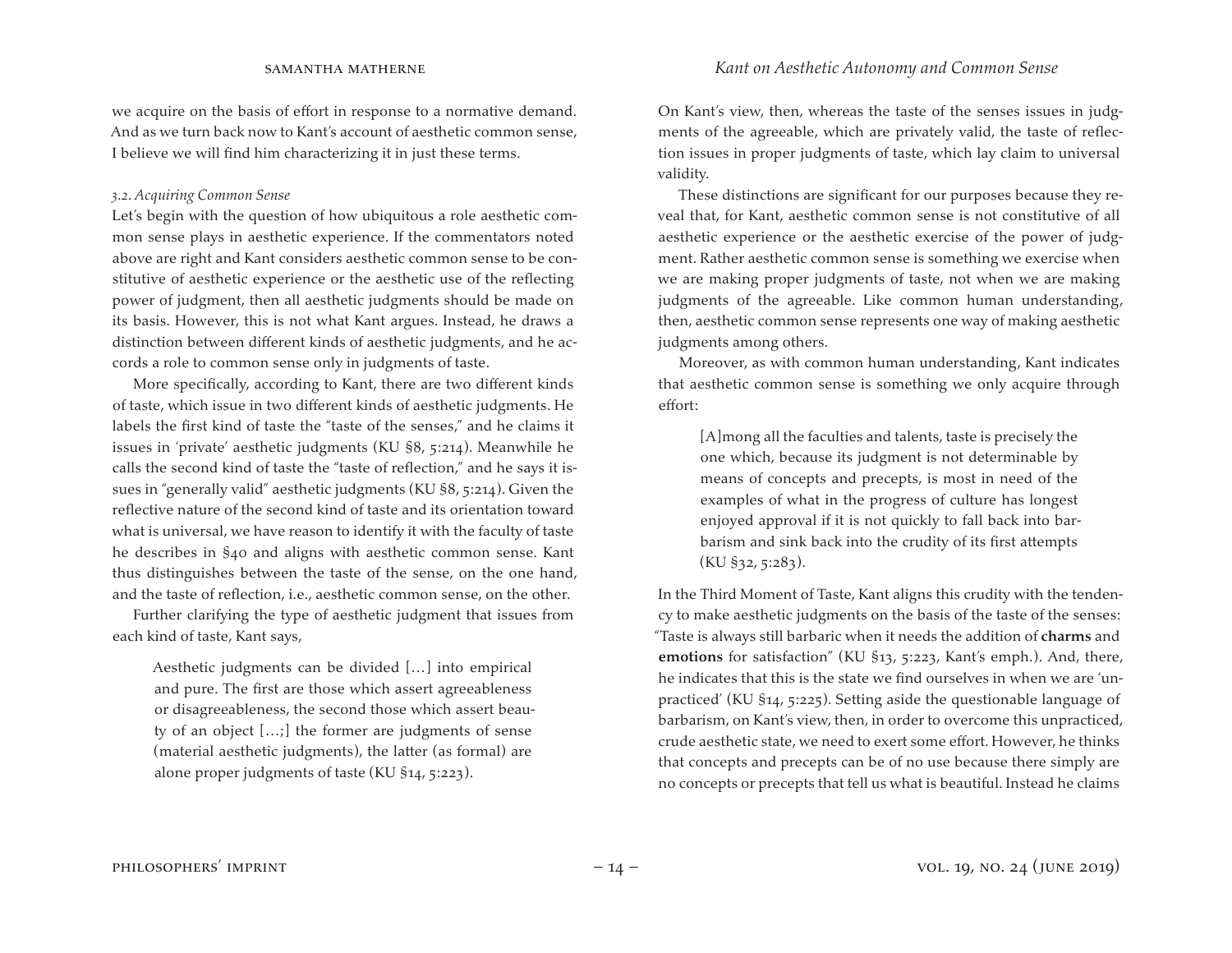we acquire on the basis of effort in response to a normative demand. And as we turn back now to Kant's account of aesthetic common sense, I believe we will find him characterizing it in just these terms.

### *3.2. Acquiring Common Sense*

Let's begin with the question of how ubiquitous a role aesthetic common sense plays in aesthetic experience. If the commentators noted above are right and Kant considers aesthetic common sense to be constitutive of aesthetic experience or the aesthetic use of the reflecting power of judgment, then all aesthetic judgments should be made on its basis. However, this is not what Kant argues. Instead, he draws a distinction between different kinds of aesthetic judgments, and he accords a role to common sense only in judgments of taste.

More specifically, according to Kant, there are two different kinds of taste, which issue in two different kinds of aesthetic judgments. He labels the first kind of taste the "taste of the senses," and he claims it issues in 'private' aesthetic judgments (KU §8, 5:214). Meanwhile he calls the second kind of taste the "taste of reflection," and he says it issues in "generally valid" aesthetic judgments (KU §8, 5:214). Given the reflective nature of the second kind of taste and its orientation toward what is universal, we have reason to identify it with the faculty of taste he describes in §40 and aligns with aesthetic common sense. Kant thus distinguishes between the taste of the sense, on the one hand, and the taste of reflection, i.e., aesthetic common sense, on the other.

Further clarifying the type of aesthetic judgment that issues from each kind of taste, Kant says,

> Aesthetic judgments can be divided […] into empirical and pure. The first are those which assert agreeableness or disagreeableness, the second those which assert beauty of an object […;] the former are judgments of sense (material aesthetic judgments), the latter (as formal) are alone proper judgments of taste (KU §14, 5:223).

On Kant's view, then, whereas the taste of the senses issues in judgments of the agreeable, which are privately valid, the taste of reflection issues in proper judgments of taste, which lay claim to universal validity.

These distinctions are significant for our purposes because they reveal that, for Kant, aesthetic common sense is not constitutive of all aesthetic experience or the aesthetic exercise of the power of judgment. Rather aesthetic common sense is something we exercise when we are making proper judgments of taste, not when we are making judgments of the agreeable. Like common human understanding, then, aesthetic common sense represents one way of making aesthetic judgments among others.

Moreover, as with common human understanding, Kant indicates that aesthetic common sense is something we only acquire through effort:

> [A]mong all the faculties and talents, taste is precisely the one which, because its judgment is not determinable by means of concepts and precepts, is most in need of the examples of what in the progress of culture has longest enjoyed approval if it is not quickly to fall back into barbarism and sink back into the crudity of its first attempts (KU §32, 5:283).

In the Third Moment of Taste, Kant aligns this crudity with the tendency to make aesthetic judgments on the basis of the taste of the senses: "Taste is always still barbaric when it needs the addition of **charms** and **emotions** for satisfaction" (KU §13, 5:223, Kant's emph.). And, there, he indicates that this is the state we find ourselves in when we are 'unpracticed' (KU §14, 5:225). Setting aside the questionable language of barbarism, on Kant's view, then, in order to overcome this unpracticed, crude aesthetic state, we need to exert some effort. However, he thinks that concepts and precepts can be of no use because there simply are no concepts or precepts that tell us what is beautiful. Instead he claims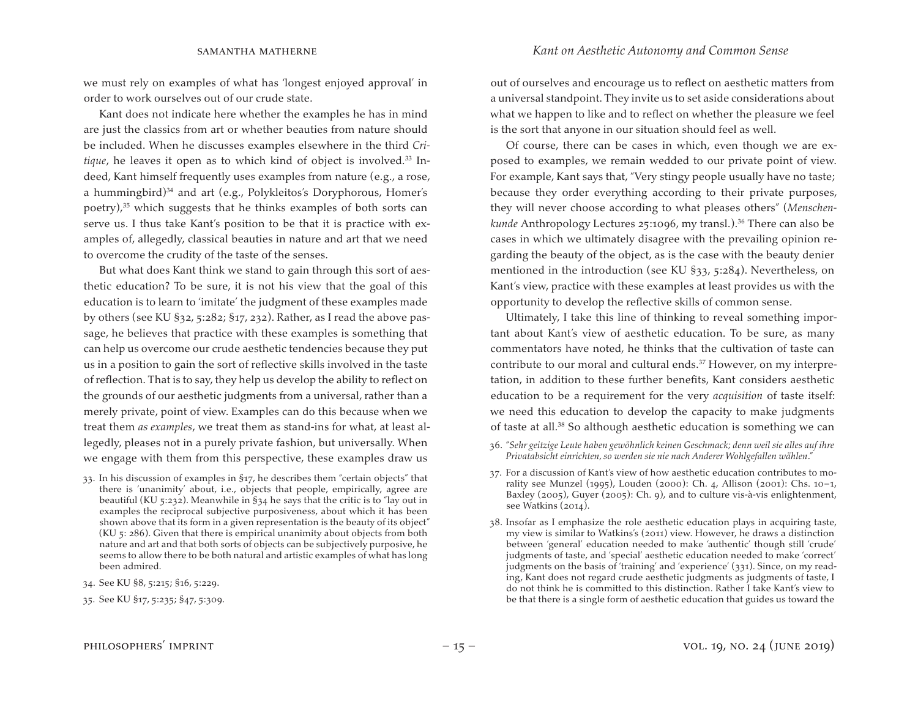we must rely on examples of what has 'longest enjoyed approval' in order to work ourselves out of our crude state.

Kant does not indicate here whether the examples he has in mind are just the classics from art or whether beauties from nature should be included. When he discusses examples elsewhere in the third *Critique*, he leaves it open as to which kind of object is involved.[33] Indeed, Kant himself frequently uses examples from nature (e.g., a rose, a hummingbird)[34] and art (e.g., Polykleitos's Doryphorous, Homer's poetry),[35] which suggests that he thinks examples of both sorts can serve us. I thus take Kant's position to be that it is practice with examples of, allegedly, classical beauties in nature and art that we need to overcome the crudity of the taste of the senses.

But what does Kant think we stand to gain through this sort of aesthetic education? To be sure, it is not his view that the goal of this education is to learn to 'imitate' the judgment of these examples made by others (see KU §32, 5:282; §17, 232). Rather, as I read the above passage, he believes that practice with these examples is something that can help us overcome our crude aesthetic tendencies because they put us in a position to gain the sort of reflective skills involved in the taste of reflection. That is to say, they help us develop the ability to reflect on the grounds of our aesthetic judgments from a universal, rather than a merely private, point of view. Examples can do this because when we treat them *as examples*, we treat them as stand-ins for what, at least allegedly, pleases not in a purely private fashion, but universally. When we engage with them from this perspective, these examples draw us out of ourselves and encourage us to reflect on aesthetic matters from a universal standpoint. They invite us to set aside considerations about what we happen to like and to reflect on whether the pleasure we feel is the sort that anyone in our situation should feel as well.

Of course, there can be cases in which, even though we are exposed to examples, we remain wedded to our private point of view. For example, Kant says that, "Very stingy people usually have no taste; because they order everything according to their private purposes, they will never choose according to what pleases others" (*Menschenkunde* Anthropology Lectures 25:1096, my transl.).[36] There can also be cases in which we ultimately disagree with the prevailing opinion regarding the beauty of the object, as is the case with the beauty denier mentioned in the introduction (see KU §33, 5:284). Nevertheless, on Kant's view, practice with these examples at least provides us with the opportunity to develop the reflective skills of common sense.

Ultimately, I take this line of thinking to reveal something important about Kant's view of aesthetic education. To be sure, as many commentators have noted, he thinks that the cultivation of taste can contribute to our moral and cultural ends.[37] However, on my interpretation, in addition to these further benefits, Kant considers aesthetic education to be a requirement for the very *acquisition* of taste itself: we need this education to develop the capacity to make judgments of taste at all.[38] So although aesthetic education is something we can

33. In his discussion of examples in §17, he describes them "certain objects" that there is 'unanimity' about, i.e., objects that people, empirically, agree are beautiful (KU 5:232). Meanwhile in §34 he says that the critic is to "lay out in examples the reciprocal subjective purposiveness, about which it has been shown above that its form in a given representation is the beauty of its object" (KU 5: 286). Given that there is empirical unanimity about objects from both nature and art and that both sorts of objects can be subjectively purposive, he seems to allow there to be both natural and artistic examples of what has long been admired.

34. See KU §8, 5:215; §16, 5:229.

35. See KU §17, 5:235; §47, 5:309.

36. "*Sehr geitzige Leute haben gewöhnlich keinen Geschmack; denn weil sie alles auf ihre Privatabsicht einrichten, so werden sie nie nach Anderer Wohlgefallen wählen*."

37. For a discussion of Kant's view of how aesthetic education contributes to morality see Munzel (1995), Louden (2000): Ch. 4, Allison (2001): Chs. 10–1, Baxley (2005), Guyer (2005): Ch. 9), and to culture vis-à-vis enlightenment, see Watkins (2014).

38. Insofar as I emphasize the role aesthetic education plays in acquiring taste, my view is similar to Watkins's (2011) view. However, he draws a distinction between 'general' education needed to make 'authentic' though still 'crude' judgments of taste, and 'special' aesthetic education needed to make 'correct' judgments on the basis of 'training' and 'experience' (331). Since, on my reading, Kant does not regard crude aesthetic judgments as judgments of taste, I do not think he is committed to this distinction. Rather I take Kant's view to be that there is a single form of aesthetic education that guides us toward the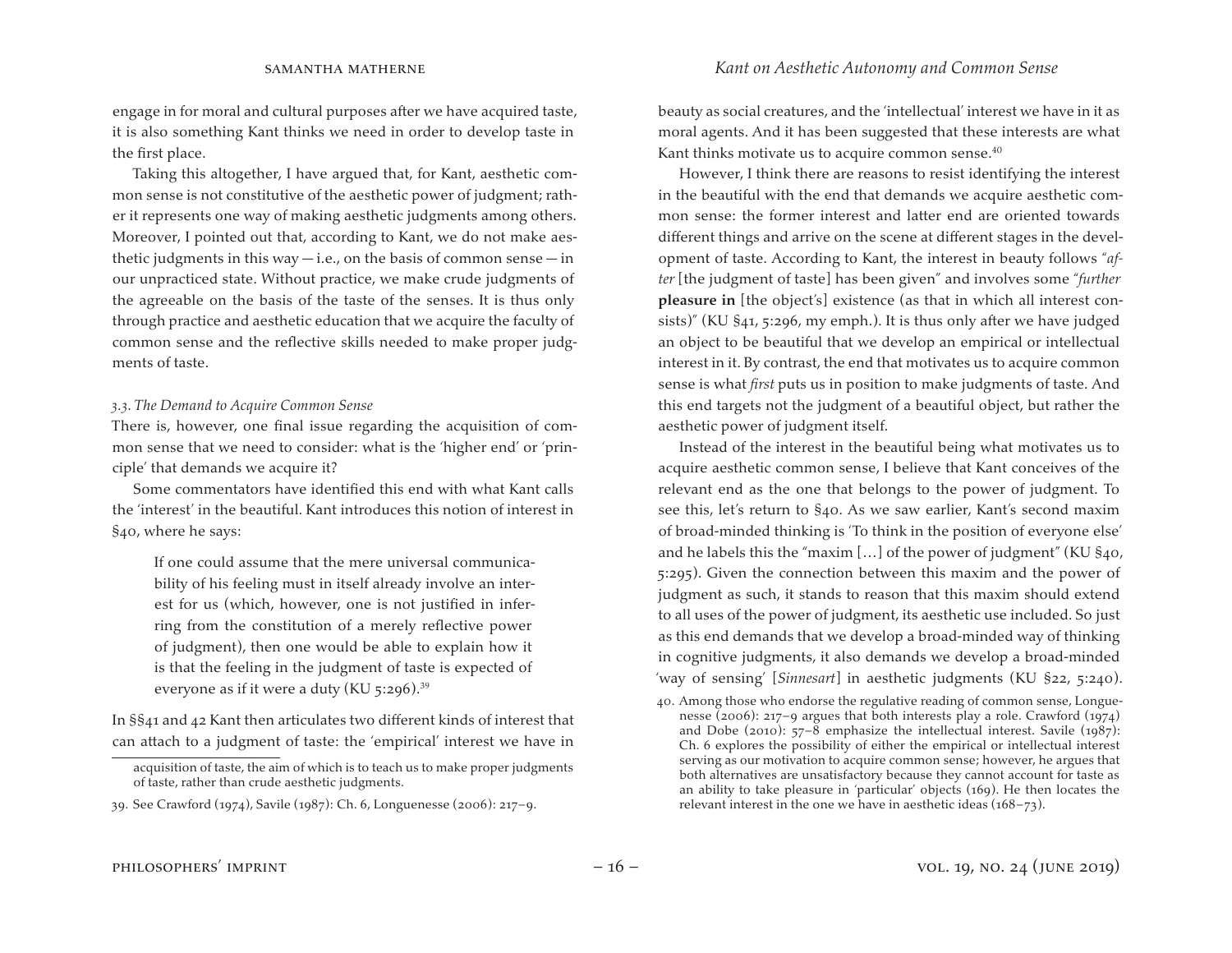engage in for moral and cultural purposes after we have acquired taste, it is also something Kant thinks we need in order to develop taste in the first place.

Taking this altogether, I have argued that, for Kant, aesthetic common sense is not constitutive of the aesthetic power of judgment; rather it represents one way of making aesthetic judgments among others. Moreover, I pointed out that, according to Kant, we do not make aesthetic judgments in this way — i.e., on the basis of common sense — in our unpracticed state. Without practice, we make crude judgments of the agreeable on the basis of the taste of the senses. It is thus only through practice and aesthetic education that we acquire the faculty of common sense and the reflective skills needed to make proper judgments of taste.

### *3.3. The Demand to Acquire Common Sense*

There is, however, one final issue regarding the acquisition of common sense that we need to consider: what is the 'higher end' or 'principle' that demands we acquire it?

Some commentators have identified this end with what Kant calls the 'interest' in the beautiful. Kant introduces this notion of interest in §40, where he says:

> If one could assume that the mere universal communicability of his feeling must in itself already involve an interest for us (which, however, one is not justified in inferring from the constitution of a merely reflective power of judgment), then one would be able to explain how it is that the feeling in the judgment of taste is expected of everyone as if it were a duty (KU 5:296).[39]

In §§41 and 42 Kant then articulates two different kinds of interest that can attach to a judgment of taste: the 'empirical' interest we have in beauty as social creatures, and the 'intellectual' interest we have in it as moral agents. And it has been suggested that these interests are what Kant thinks motivate us to acquire common sense.[40]

However, I think there are reasons to resist identifying the interest in the beautiful with the end that demands we acquire aesthetic common sense: the former interest and latter end are oriented towards different things and arrive on the scene at different stages in the development of taste. According to Kant, the interest in beauty follows "*after* [the judgment of taste] has been given" and involves some "*further* **pleasure in** [the object's] existence (as that in which all interest consists)" (KU §41, 5:296, my emph.). It is thus only after we have judged an object to be beautiful that we develop an empirical or intellectual interest in it. By contrast, the end that motivates us to acquire common sense is what *first* puts us in position to make judgments of taste. And this end targets not the judgment of a beautiful object, but rather the aesthetic power of judgment itself.

Instead of the interest in the beautiful being what motivates us to acquire aesthetic common sense, I believe that Kant conceives of the relevant end as the one that belongs to the power of judgment. To see this, let's return to §40. As we saw earlier, Kant's second maxim of broad-minded thinking is 'To think in the position of everyone else' and he labels this the "maxim […] of the power of judgment" (KU §40, 5:295). Given the connection between this maxim and the power of judgment as such, it stands to reason that this maxim should extend to all uses of the power of judgment, its aesthetic use included. So just as this end demands that we develop a broad-minded way of thinking in cognitive judgments, it also demands we develop a broad-minded 'way of sensing' [*Sinnesart*] in aesthetic judgments (KU §22, 5:240).

---

acquisition of taste, the aim of which is to teach us to make proper judgments of taste, rather than crude aesthetic judgments.

39. See Crawford (1974), Savile (1987): Ch. 6, Longuenesse (2006): 217–9.

40. Among those who endorse the regulative reading of common sense, Longuenesse (2006): 217–9 argues that both interests play a role. Crawford (1974) and Dobe (2010): 57–8 emphasize the intellectual interest. Savile (1987): Ch. 6 explores the possibility of either the empirical or intellectual interest serving as our motivation to acquire common sense; however, he argues that both alternatives are unsatisfactory because they cannot account for taste as an ability to take pleasure in 'particular' objects (169). He then locates the relevant interest in the one we have in aesthetic ideas (168–73).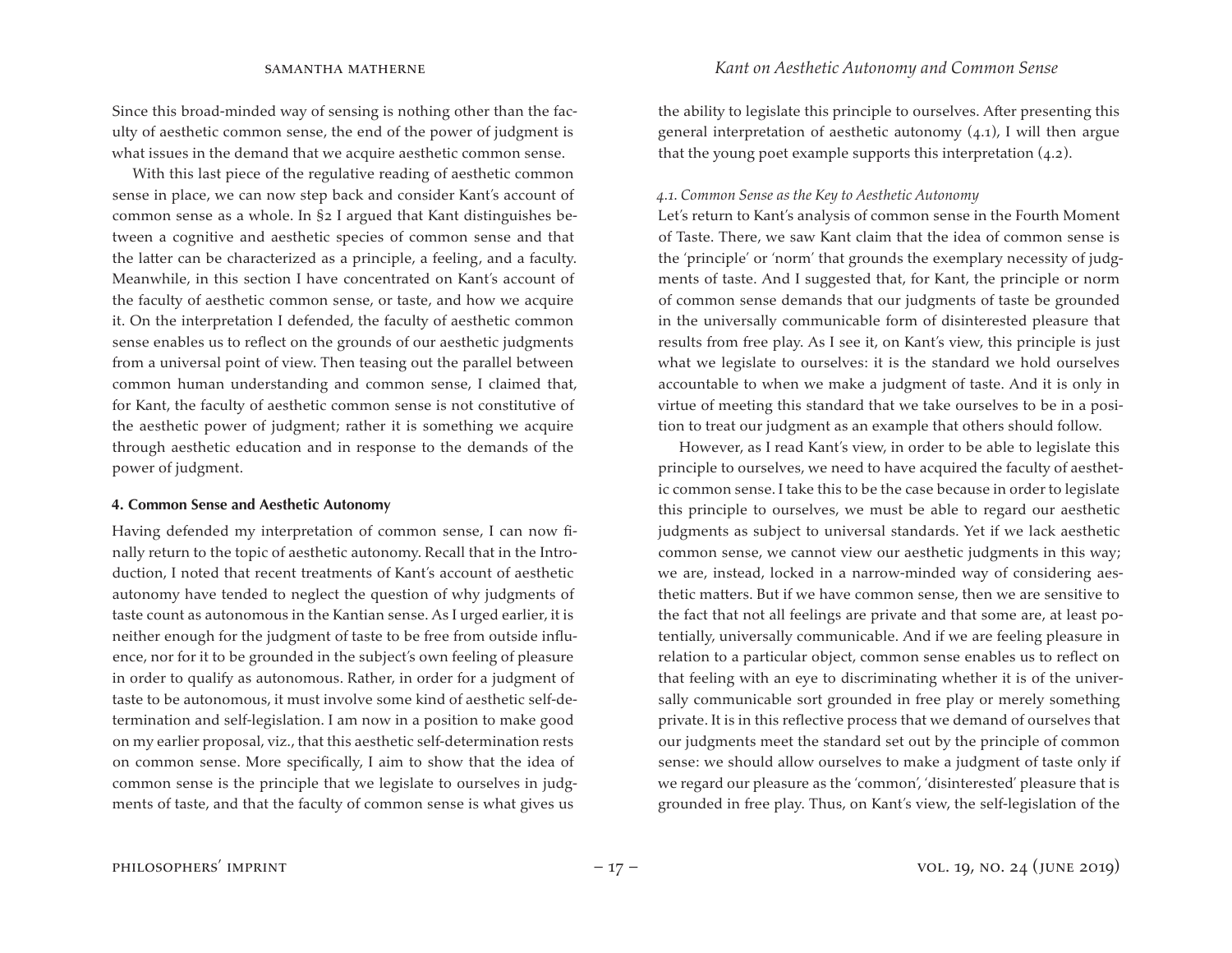Since this broad-minded way of sensing is nothing other than the faculty of aesthetic common sense, the end of the power of judgment is what issues in the demand that we acquire aesthetic common sense.

With this last piece of the regulative reading of aesthetic common sense in place, we can now step back and consider Kant's account of common sense as a whole. In §2 I argued that Kant distinguishes between a cognitive and aesthetic species of common sense and that the latter can be characterized as a principle, a feeling, and a faculty. Meanwhile, in this section I have concentrated on Kant's account of the faculty of aesthetic common sense, or taste, and how we acquire it. On the interpretation I defended, the faculty of aesthetic common sense enables us to reflect on the grounds of our aesthetic judgments from a universal point of view. Then teasing out the parallel between common human understanding and common sense, I claimed that, for Kant, the faculty of aesthetic common sense is not constitutive of the aesthetic power of judgment; rather it is something we acquire through aesthetic education and in response to the demands of the power of judgment.

## 4. Common Sense and Aesthetic Autonomy

Having defended my interpretation of common sense, I can now finally return to the topic of aesthetic autonomy. Recall that in the Introduction, I noted that recent treatments of Kant's account of aesthetic autonomy have tended to neglect the question of why judgments of taste count as autonomous in the Kantian sense. As I urged earlier, it is neither enough for the judgment of taste to be free from outside influence, nor for it to be grounded in the subject's own feeling of pleasure in order to qualify as autonomous. Rather, in order for a judgment of taste to be autonomous, it must involve some kind of aesthetic self-determination and self-legislation. I am now in a position to make good on my earlier proposal, viz., that this aesthetic self-determination rests on common sense. More specifically, I aim to show that the idea of common sense is the principle that we legislate to ourselves in judgments of taste, and that the faculty of common sense is what gives us the ability to legislate this principle to ourselves. After presenting this general interpretation of aesthetic autonomy (4.1), I will then argue that the young poet example supports this interpretation (4.2).

### *4.1. Common Sense as the Key to Aesthetic Autonomy*

Let's return to Kant's analysis of common sense in the Fourth Moment of Taste. There, we saw Kant claim that the idea of common sense is the 'principle' or 'norm' that grounds the exemplary necessity of judgments of taste. And I suggested that, for Kant, the principle or norm of common sense demands that our judgments of taste be grounded in the universally communicable form of disinterested pleasure that results from free play. As I see it, on Kant's view, this principle is just what we legislate to ourselves: it is the standard we hold ourselves accountable to when we make a judgment of taste. And it is only in virtue of meeting this standard that we take ourselves to be in a position to treat our judgment as an example that others should follow.

However, as I read Kant's view, in order to be able to legislate this principle to ourselves, we need to have acquired the faculty of aesthetic common sense. I take this to be the case because in order to legislate this principle to ourselves, we must be able to regard our aesthetic judgments as subject to universal standards. Yet if we lack aesthetic common sense, we cannot view our aesthetic judgments in this way; we are, instead, locked in a narrow-minded way of considering aesthetic matters. But if we have common sense, then we are sensitive to the fact that not all feelings are private and that some are, at least potentially, universally communicable. And if we are feeling pleasure in relation to a particular object, common sense enables us to reflect on that feeling with an eye to discriminating whether it is of the universally communicable sort grounded in free play or merely something private. It is in this reflective process that we demand of ourselves that our judgments meet the standard set out by the principle of common sense: we should allow ourselves to make a judgment of taste only if we regard our pleasure as the 'common', 'disinterested' pleasure that is grounded in free play. Thus, on Kant's view, the self-legislation of the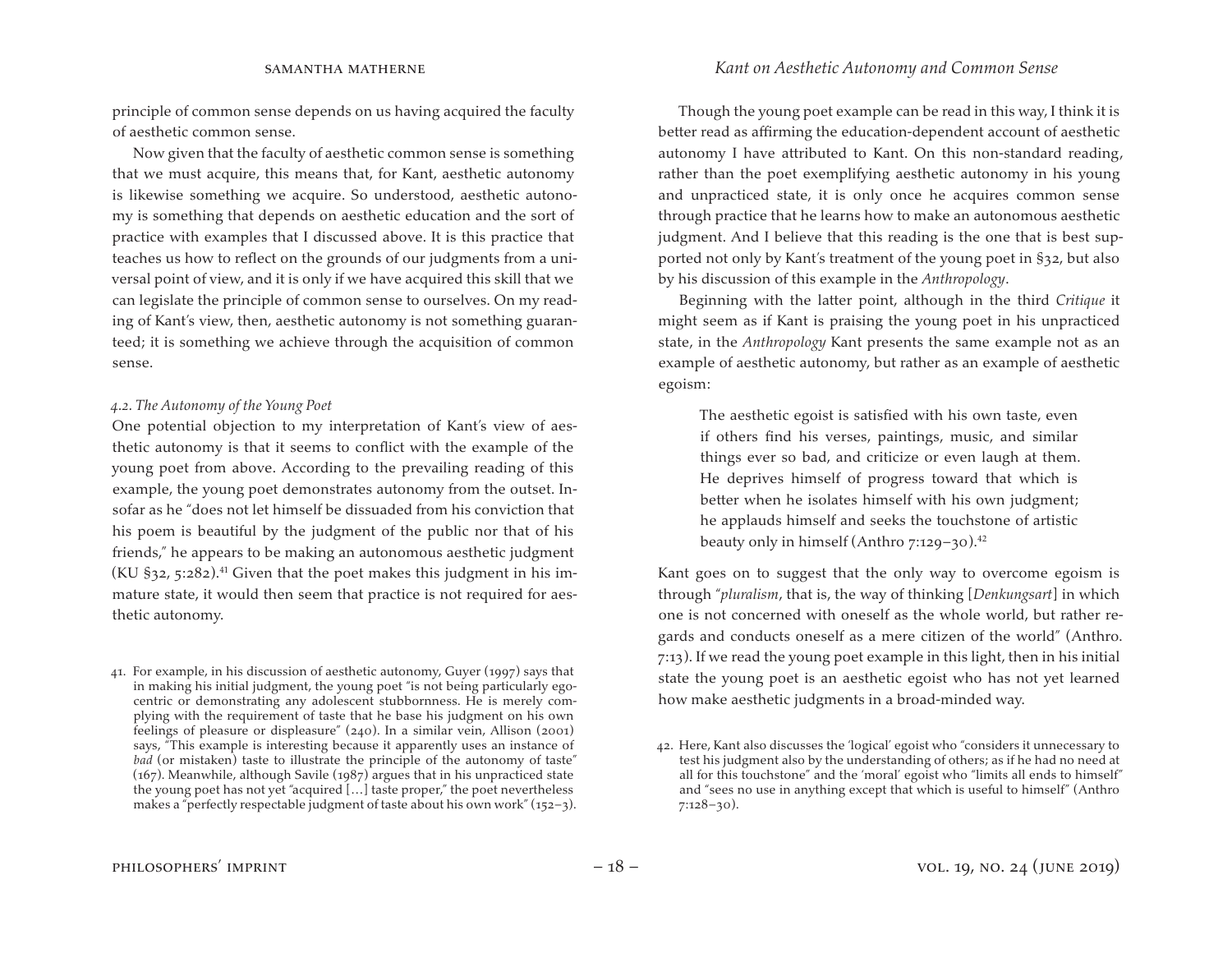principle of common sense depends on us having acquired the faculty of aesthetic common sense.

Now given that the faculty of aesthetic common sense is something that we must acquire, this means that, for Kant, aesthetic autonomy is likewise something we acquire. So understood, aesthetic autonomy is something that depends on aesthetic education and the sort of practice with examples that I discussed above. It is this practice that teaches us how to reflect on the grounds of our judgments from a universal point of view, and it is only if we have acquired this skill that we can legislate the principle of common sense to ourselves. On my reading of Kant's view, then, aesthetic autonomy is not something guaranteed; it is something we achieve through the acquisition of common sense.

### *4.2. The Autonomy of the Young Poet*

One potential objection to my interpretation of Kant's view of aesthetic autonomy is that it seems to conflict with the example of the young poet from above. According to the prevailing reading of this example, the young poet demonstrates autonomy from the outset. Insofar as he "does not let himself be dissuaded from his conviction that his poem is beautiful by the judgment of the public nor that of his friends," he appears to be making an autonomous aesthetic judgment (KU §32, 5:282).[41] Given that the poet makes this judgment in his immature state, it would then seem that practice is not required for aesthetic autonomy.

Though the young poet example can be read in this way, I think it is better read as affirming the education-dependent account of aesthetic autonomy I have attributed to Kant. On this non-standard reading, rather than the poet exemplifying aesthetic autonomy in his young and unpracticed state, it is only once he acquires common sense through practice that he learns how to make an autonomous aesthetic judgment. And I believe that this reading is the one that is best supported not only by Kant's treatment of the young poet in §32, but also by his discussion of this example in the *Anthropology*.

Beginning with the latter point, although in the third *Critique* it might seem as if Kant is praising the young poet in his unpracticed state, in the *Anthropology* Kant presents the same example not as an example of aesthetic autonomy, but rather as an example of aesthetic egoism:

> The aesthetic egoist is satisfied with his own taste, even if others find his verses, paintings, music, and similar things ever so bad, and criticize or even laugh at them. He deprives himself of progress toward that which is better when he isolates himself with his own judgment; he applauds himself and seeks the touchstone of artistic beauty only in himself (Anthro 7:129–30).[42]

Kant goes on to suggest that the only way to overcome egoism is through "*pluralism*, that is, the way of thinking [*Denkungsart*] in which one is not concerned with oneself as the whole world, but rather regards and conducts oneself as a mere citizen of the world" (Anthro. 7:13). If we read the young poet example in this light, then in his initial state the young poet is an aesthetic egoist who has not yet learned how make aesthetic judgments in a broad-minded way.

---

41. For example, in his discussion of aesthetic autonomy, Guyer (1997) says that in making his initial judgment, the young poet "is not being particularly egocentric or demonstrating any adolescent stubbornness. He is merely complying with the requirement of taste that he base his judgment on his own feelings of pleasure or displeasure" (240). In a similar vein, Allison (2001) says, "This example is interesting because it apparently uses an instance of *bad* (or mistaken) taste to illustrate the principle of the autonomy of taste" (167). Meanwhile, although Savile (1987) argues that in his unpracticed state the young poet has not yet "acquired […] taste proper," the poet nevertheless makes a "perfectly respectable judgment of taste about his own work" (152–3).

42. Here, Kant also discusses the 'logical' egoist who "considers it unnecessary to test his judgment also by the understanding of others; as if he had no need at all for this touchstone" and the 'moral' egoist who "limits all ends to himself" and "sees no use in anything except that which is useful to himself" (Anthro 7:128–30).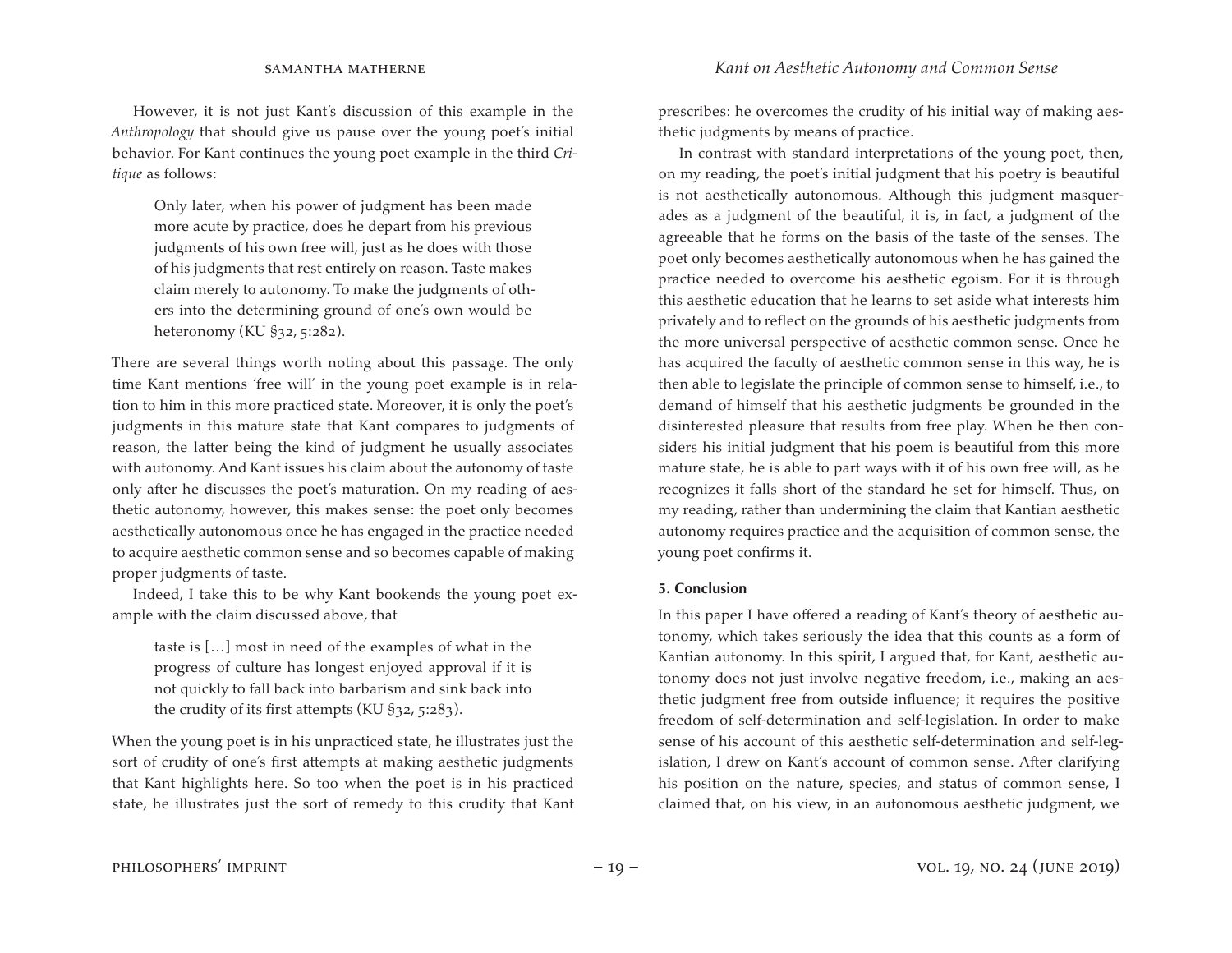However, it is not just Kant's discussion of this example in the *Anthropology* that should give us pause over the young poet's initial behavior. For Kant continues the young poet example in the third *Critique* as follows:

> Only later, when his power of judgment has been made more acute by practice, does he depart from his previous judgments of his own free will, just as he does with those of his judgments that rest entirely on reason. Taste makes claim merely to autonomy. To make the judgments of others into the determining ground of one's own would be heteronomy (KU §32, 5:282).

There are several things worth noting about this passage. The only time Kant mentions 'free will' in the young poet example is in relation to him in this more practiced state. Moreover, it is only the poet's judgments in this mature state that Kant compares to judgments of reason, the latter being the kind of judgment he usually associates with autonomy. And Kant issues his claim about the autonomy of taste only after he discusses the poet's maturation. On my reading of aesthetic autonomy, however, this makes sense: the poet only becomes aesthetically autonomous once he has engaged in the practice needed to acquire aesthetic common sense and so becomes capable of making proper judgments of taste.

Indeed, I take this to be why Kant bookends the young poet example with the claim discussed above, that

> taste is […] most in need of the examples of what in the progress of culture has longest enjoyed approval if it is not quickly to fall back into barbarism and sink back into the crudity of its first attempts (KU §32, 5:283).

When the young poet is in his unpracticed state, he illustrates just the sort of crudity of one's first attempts at making aesthetic judgments that Kant highlights here. So too when the poet is in his practiced state, he illustrates just the sort of remedy to this crudity that Kant prescribes: he overcomes the crudity of his initial way of making aesthetic judgments by means of practice.

In contrast with standard interpretations of the young poet, then, on my reading, the poet's initial judgment that his poetry is beautiful is not aesthetically autonomous. Although this judgment masquerades as a judgment of the beautiful, it is, in fact, a judgment of the agreeable that he forms on the basis of the taste of the senses. The poet only becomes aesthetically autonomous when he has gained the practice needed to overcome his aesthetic egoism. For it is through this aesthetic education that he learns to set aside what interests him privately and to reflect on the grounds of his aesthetic judgments from the more universal perspective of aesthetic common sense. Once he has acquired the faculty of aesthetic common sense in this way, he is then able to legislate the principle of common sense to himself, i.e., to demand of himself that his aesthetic judgments be grounded in the disinterested pleasure that results from free play. When he then considers his initial judgment that his poem is beautiful from this more mature state, he is able to part ways with it of his own free will, as he recognizes it falls short of the standard he set for himself. Thus, on my reading, rather than undermining the claim that Kantian aesthetic autonomy requires practice and the acquisition of common sense, the young poet confirms it.

## 5. Conclusion

In this paper I have offered a reading of Kant's theory of aesthetic autonomy, which takes seriously the idea that this counts as a form of Kantian autonomy. In this spirit, I argued that, for Kant, aesthetic autonomy does not just involve negative freedom, i.e., making an aesthetic judgment free from outside influence; it requires the positive freedom of self-determination and self-legislation. In order to make sense of his account of this aesthetic self-determination and self-legislation, I drew on Kant's account of common sense. After clarifying his position on the nature, species, and status of common sense, I claimed that, on his view, in an autonomous aesthetic judgment, we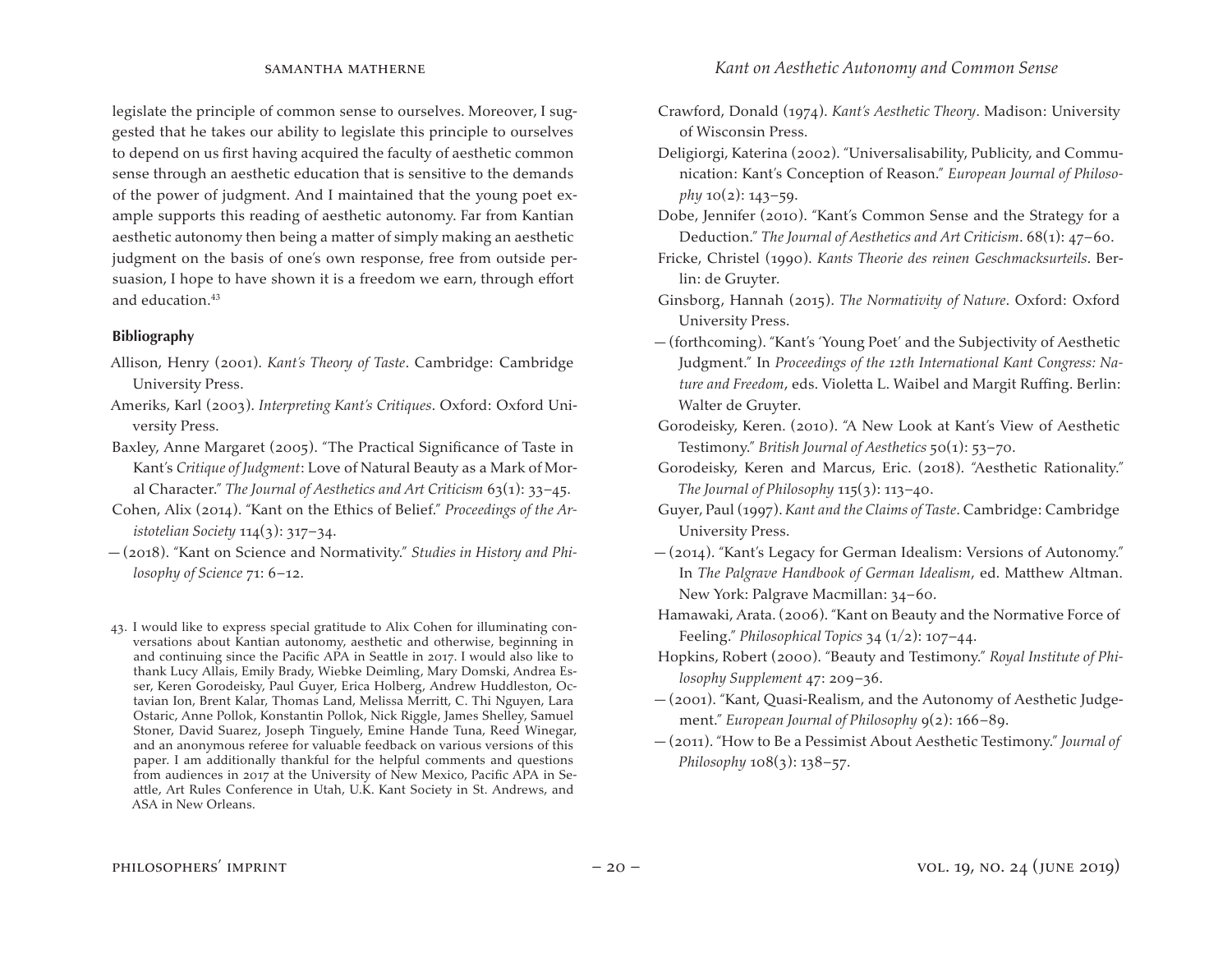legislate the principle of common sense to ourselves. Moreover, I suggested that he takes our ability to legislate this principle to ourselves to depend on us first having acquired the faculty of aesthetic common sense through an aesthetic education that is sensitive to the demands of the power of judgment. And I maintained that the young poet example supports this reading of aesthetic autonomy. Far from Kantian aesthetic autonomy then being a matter of simply making an aesthetic judgment on the basis of one's own response, free from outside persuasion, I hope to have shown it is a freedom we earn, through effort and education.[43]

## Bibliography

Allison, Henry (2001). *Kant's Theory of Taste*. Cambridge: Cambridge University Press.

Ameriks, Karl (2003). *Interpreting Kant's Critiques*. Oxford: Oxford University Press.

Baxley, Anne Margaret (2005). "The Practical Significance of Taste in Kant's *Critique of Judgment*: Love of Natural Beauty as a Mark of Moral Character." *The Journal of Aesthetics and Art Criticism* 63(1): 33–45.

Cohen, Alix (2014). "Kant on the Ethics of Belief." *Proceedings of the Aristotelian Society* 114(3): 317–34.

— (2018). "Kant on Science and Normativity." *Studies in History and Philosophy of Science* 71: 6–12.

Crawford, Donald (1974). *Kant's Aesthetic Theory*. Madison: University of Wisconsin Press.

Deligiorgi, Katerina (2002). "Universalisability, Publicity, and Communication: Kant's Conception of Reason." *European Journal of Philosophy* 10(2): 143–59.

Dobe, Jennifer (2010). "Kant's Common Sense and the Strategy for a Deduction." *The Journal of Aesthetics and Art Criticism*. 68(1): 47–60.

Fricke, Christel (1990). *Kants Theorie des reinen Geschmacksurteils*. Berlin: de Gruyter.

Ginsborg, Hannah (2015). *The Normativity of Nature*. Oxford: Oxford University Press.

— (forthcoming). "Kant's 'Young Poet' and the Subjectivity of Aesthetic Judgment." In *Proceedings of the 12th International Kant Congress: Nature and Freedom*, eds. Violetta L. Waibel and Margit Ruffing. Berlin: Walter de Gruyter.

Gorodeisky, Keren. (2010). "A New Look at Kant's View of Aesthetic Testimony." *British Journal of Aesthetics* 50(1): 53–70.

Gorodeisky, Keren and Marcus, Eric. (2018). "Aesthetic Rationality." *The Journal of Philosophy* 115(3): 113–40.

Guyer, Paul (1997). *Kant and the Claims of Taste*. Cambridge: Cambridge University Press.

— (2014). "Kant's Legacy for German Idealism: Versions of Autonomy." In *The Palgrave Handbook of German Idealism*, ed. Matthew Altman. New York: Palgrave Macmillan: 34–60.

Hamawaki, Arata. (2006). "Kant on Beauty and the Normative Force of Feeling." *Philosophical Topics* 34 (1/2): 107–44.

Hopkins, Robert (2000). "Beauty and Testimony." *Royal Institute of Philosophy Supplement* 47: 209–36.

— (2001). "Kant, Quasi-Realism, and the Autonomy of Aesthetic Judgement." *European Journal of Philosophy* 9(2): 166–89.

— (2011). "How to Be a Pessimist About Aesthetic Testimony." *Journal of Philosophy* 108(3): 138–57.

---

43. I would like to express special gratitude to Alix Cohen for illuminating conversations about Kantian autonomy, aesthetic and otherwise, beginning in and continuing since the Pacific APA in Seattle in 2017. I would also like to thank Lucy Allais, Emily Brady, Wiebke Deimling, Mary Domski, Andrea Esser, Keren Gorodeisky, Paul Guyer, Erica Holberg, Andrew Huddleston, Octavian Ion, Brent Kalar, Thomas Land, Melissa Merritt, C. Thi Nguyen, Lara Ostaric, Anne Pollok, Konstantin Pollok, Nick Riggle, James Shelley, Samuel Stoner, David Suarez, Joseph Tinguely, Emine Hande Tuna, Reed Winegar, and an anonymous referee for valuable feedback on various versions of this paper. I am additionally thankful for the helpful comments and questions from audiences in 2017 at the University of New Mexico, Pacific APA in Seattle, Art Rules Conference in Utah, U.K. Kant Society in St. Andrews, and ASA in New Orleans.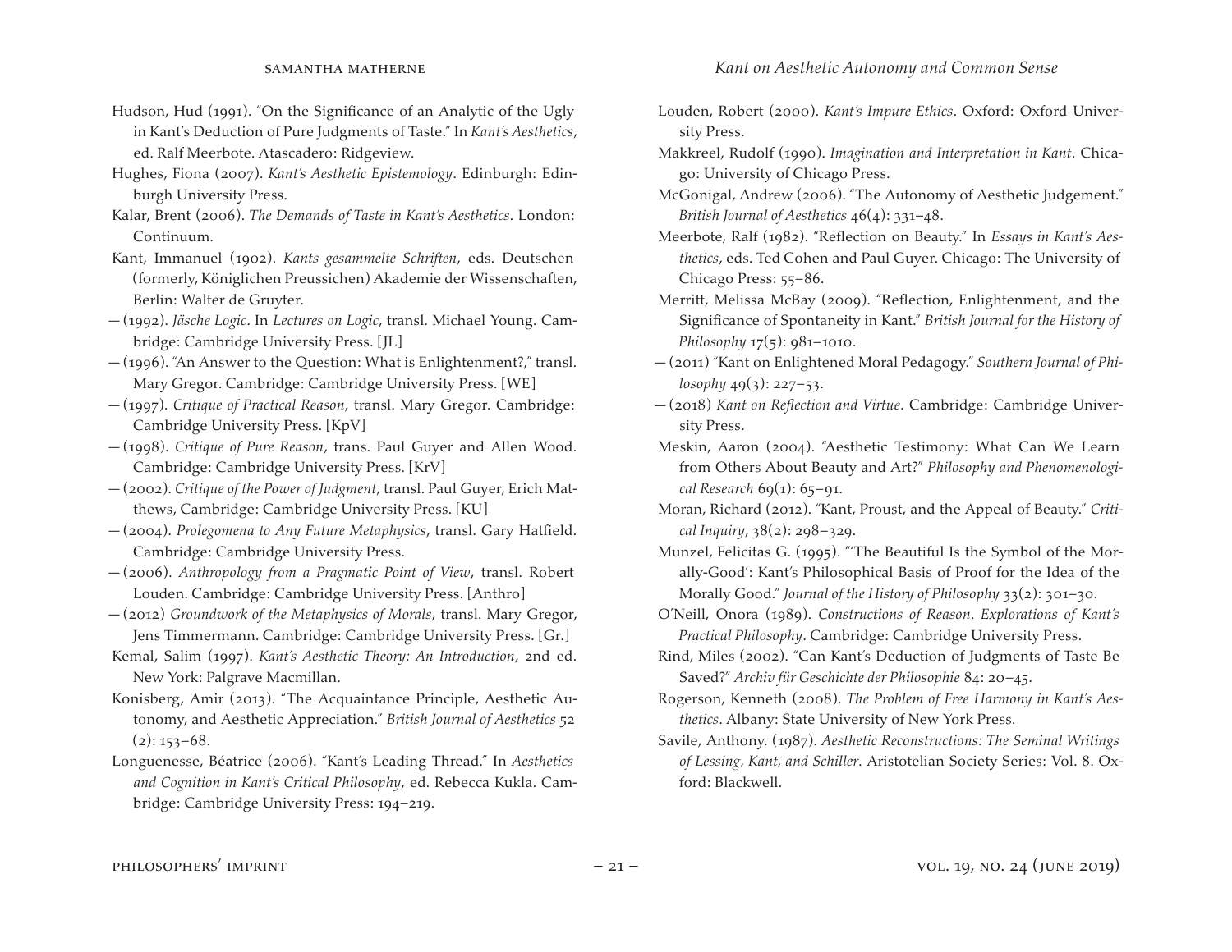Hudson, Hud (1991). "On the Significance of an Analytic of the Ugly in Kant's Deduction of Pure Judgments of Taste." In *Kant's Aesthetics*, ed. Ralf Meerbote. Atascadero: Ridgeview.

Hughes, Fiona (2007). *Kant's Aesthetic Epistemology*. Edinburgh: Edinburgh University Press.

Kalar, Brent (2006). *The Demands of Taste in Kant's Aesthetics*. London: Continuum.

Kant, Immanuel (1902). *Kants gesammelte Schriften*, eds. Deutschen (formerly, Königlichen Preussichen) Akademie der Wissenschaften, Berlin: Walter de Gruyter.

— (1992). *Jäsche Logic*. In *Lectures on Logic*, transl. Michael Young. Cambridge: Cambridge University Press. [JL]

— (1996). "An Answer to the Question: What is Enlightenment?," transl. Mary Gregor. Cambridge: Cambridge University Press. [WE]

— (1997). *Critique of Practical Reason*, transl. Mary Gregor. Cambridge: Cambridge University Press. [KpV]

— (1998). *Critique of Pure Reason*, trans. Paul Guyer and Allen Wood. Cambridge: Cambridge University Press. [KrV]

— (2002). *Critique of the Power of Judgment*, transl. Paul Guyer, Erich Matthews, Cambridge: Cambridge University Press. [KU]

— (2004). *Prolegomena to Any Future Metaphysics*, transl. Gary Hatfield. Cambridge: Cambridge University Press.

— (2006). *Anthropology from a Pragmatic Point of View*, transl. Robert Louden. Cambridge: Cambridge University Press. [Anthro]

— (2012) *Groundwork of the Metaphysics of Morals*, transl. Mary Gregor, Jens Timmermann. Cambridge: Cambridge University Press. [Gr.]

Kemal, Salim (1997). *Kant's Aesthetic Theory: An Introduction*, 2nd ed. New York: Palgrave Macmillan.

Konisberg, Amir (2013). "The Acquaintance Principle, Aesthetic Autonomy, and Aesthetic Appreciation." *British Journal of Aesthetics* 52 (2): 153–68.

Longuenesse, Béatrice (2006). "Kant's Leading Thread." In *Aesthetics and Cognition in Kant's Critical Philosophy*, ed. Rebecca Kukla. Cambridge: Cambridge University Press: 194–219.

Louden, Robert (2000). *Kant's Impure Ethics*. Oxford: Oxford University Press.

Makkreel, Rudolf (1990). *Imagination and Interpretation in Kant*. Chicago: University of Chicago Press.

McGonigal, Andrew (2006). "The Autonomy of Aesthetic Judgement." *British Journal of Aesthetics* 46(4): 331–48.

Meerbote, Ralf (1982). "Reflection on Beauty." In *Essays in Kant's Aesthetics*, eds. Ted Cohen and Paul Guyer. Chicago: The University of Chicago Press: 55–86.

Merritt, Melissa McBay (2009). "Reflection, Enlightenment, and the Significance of Spontaneity in Kant." *British Journal for the History of Philosophy* 17(5): 981–1010.

— (2011) "Kant on Enlightened Moral Pedagogy." *Southern Journal of Philosophy* 49(3): 227–53.

— (2018) *Kant on Reflection and Virtue*. Cambridge: Cambridge University Press.

Meskin, Aaron (2004). "Aesthetic Testimony: What Can We Learn from Others About Beauty and Art?" *Philosophy and Phenomenological Research* 69(1): 65–91.

Moran, Richard (2012). "Kant, Proust, and the Appeal of Beauty." *Critical Inquiry*, 38(2): 298–329.

Munzel, Felicitas G. (1995). "'The Beautiful Is the Symbol of the Morally-Good': Kant's Philosophical Basis of Proof for the Idea of the Morally Good." *Journal of the History of Philosophy* 33(2): 301–30.

O'Neill, Onora (1989). *Constructions of Reason. Explorations of Kant's Practical Philosophy*. Cambridge: Cambridge University Press.

Rind, Miles (2002). "Can Kant's Deduction of Judgments of Taste Be Saved?" *Archiv für Geschichte der Philosophie* 84: 20–45.

Rogerson, Kenneth (2008). *The Problem of Free Harmony in Kant's Aesthetics*. Albany: State University of New York Press.

Savile, Anthony. (1987). *Aesthetic Reconstructions: The Seminal Writings of Lessing, Kant, and Schiller*. Aristotelian Society Series: Vol. 8. Oxford: Blackwell.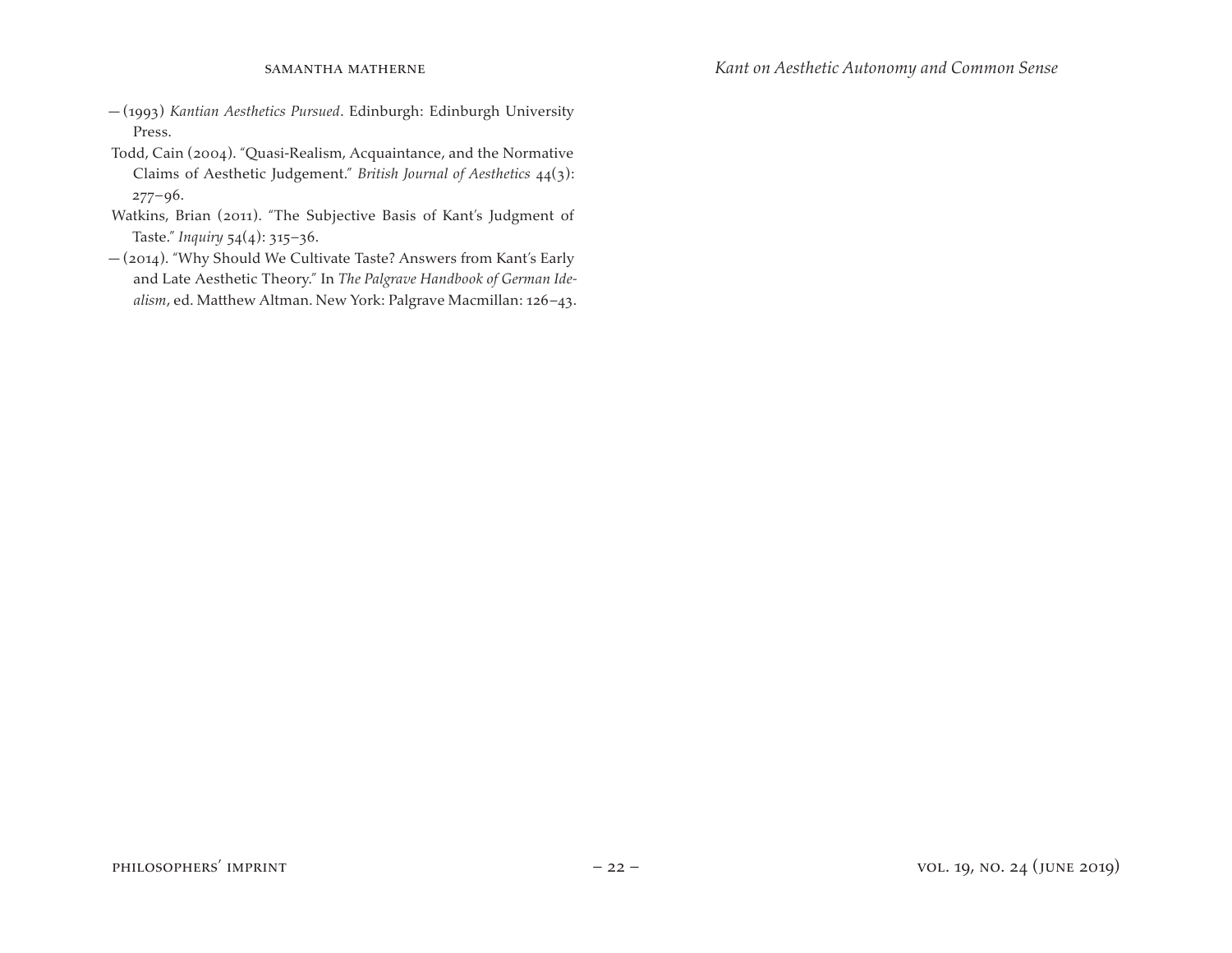— (1993) *Kantian Aesthetics Pursued*. Edinburgh: Edinburgh University Press.

Todd, Cain (2004). "Quasi-Realism, Acquaintance, and the Normative Claims of Aesthetic Judgement." *British Journal of Aesthetics* 44(3): 277–96.

Watkins, Brian (2011). "The Subjective Basis of Kant's Judgment of Taste." *Inquiry* 54(4): 315–36.

— (2014). "Why Should We Cultivate Taste? Answers from Kant's Early and Late Aesthetic Theory." In *The Palgrave Handbook of German Idealism*, ed. Matthew Altman. New York: Palgrave Macmillan: 126–43.